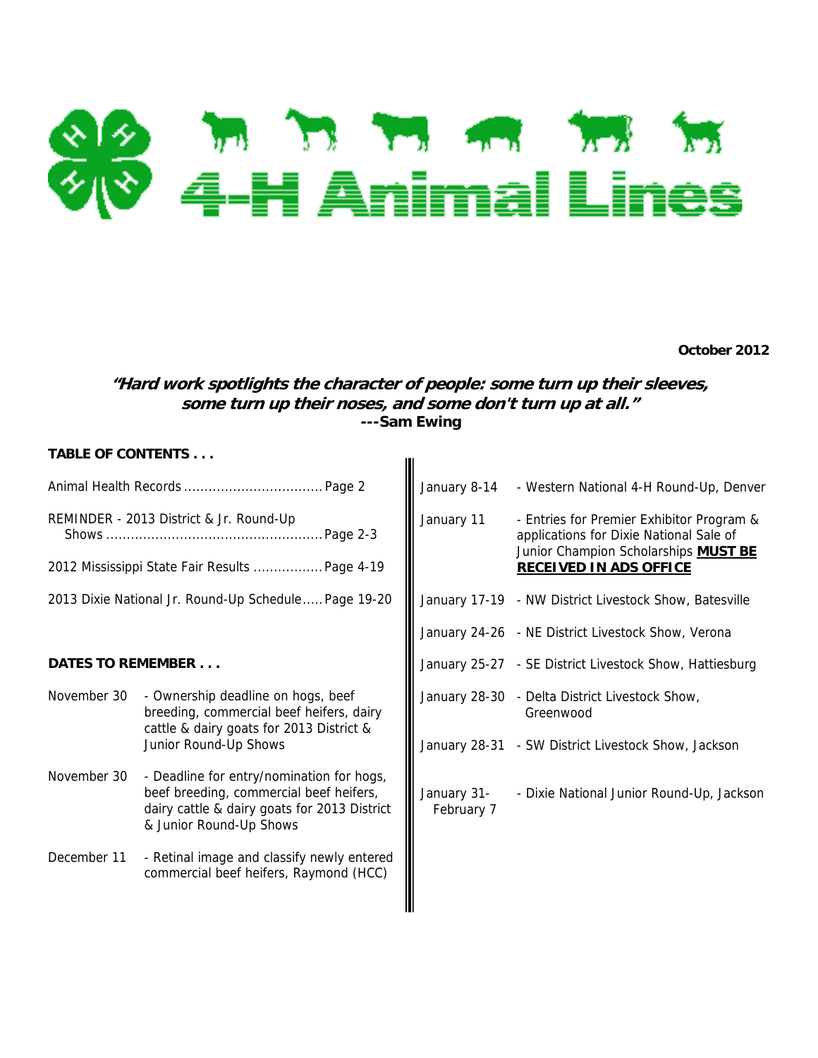# 4-H Animal Lines

**October 2012**

***"Hard work spotlights the character of people: some turn up their sleeves, some turn up their noses, and some don't turn up at all."***
**---Sam Ewing**

**TABLE OF CONTENTS . . .**

Animal Health Records .................................. Page 2

REMINDER - 2013 District & Jr. Round-Up Shows ..................................................... Page 2-3

2012 Mississippi State Fair Results ................. Page 4-19

2013 Dixie National Jr. Round-Up Schedule..... Page 19-20

**DATES TO REMEMBER . . .**

| | |
|---|---|
| November 30 | - Ownership deadline on hogs, beef breeding, commercial beef heifers, dairy cattle & dairy goats for 2013 District & Junior Round-Up Shows |
| November 30 | - Deadline for entry/nomination for hogs, beef breeding, commercial beef heifers, dairy cattle & dairy goats for 2013 District & Junior Round-Up Shows |
| December 11 | - Retinal image and classify newly entered commercial beef heifers, Raymond (HCC) |
| January 8-14 | - Western National 4-H Round-Up, Denver |
| January 11 | - Entries for Premier Exhibitor Program & applications for Dixie National Sale of Junior Champion Scholarships **MUST BE RECEIVED IN ADS OFFICE** |
| January 17-19 | - NW District Livestock Show, Batesville |
| January 24-26 | - NE District Livestock Show, Verona |
| January 25-27 | - SE District Livestock Show, Hattiesburg |
| January 28-30 | - Delta District Livestock Show, Greenwood |
| January 28-31 | - SW District Livestock Show, Jackson |
| January 31-February 7 | - Dixie National Junior Round-Up, Jackson |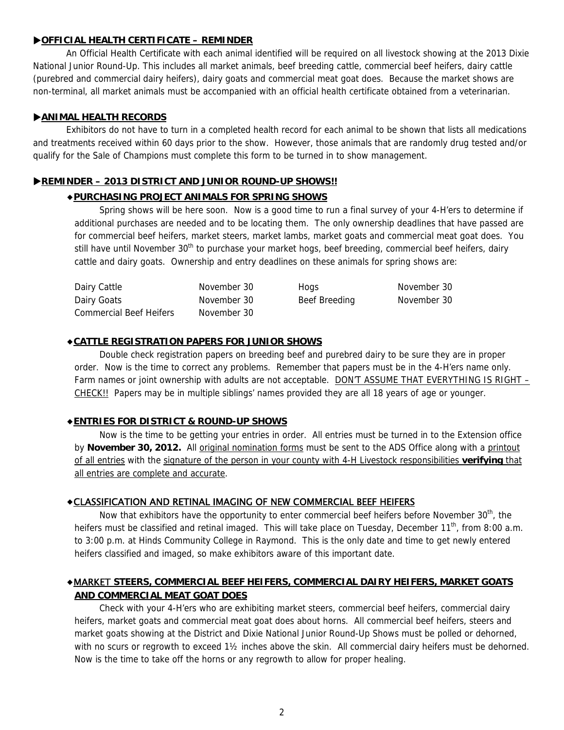## ▶OFFICIAL HEALTH CERTIFICATE – REMINDER

An Official Health Certificate with each animal identified will be required on all livestock showing at the 2013 Dixie National Junior Round-Up. This includes all market animals, beef breeding cattle, commercial beef heifers, dairy cattle (purebred and commercial dairy heifers), dairy goats and commercial meat goat does. Because the market shows are non-terminal, all market animals must be accompanied with an official health certificate obtained from a veterinarian.

## ▶ANIMAL HEALTH RECORDS

Exhibitors do not have to turn in a completed health record for each animal to be shown that lists all medications and treatments received within 60 days prior to the show. However, those animals that are randomly drug tested and/or qualify for the Sale of Champions must complete this form to be turned in to show management.

## ▶REMINDER – 2013 DISTRICT AND JUNIOR ROUND-UP SHOWS!!

### ◆PURCHASING PROJECT ANIMALS FOR SPRING SHOWS

Spring shows will be here soon. Now is a good time to run a final survey of your 4-H'ers to determine if additional purchases are needed and to be locating them. The only ownership deadlines that have passed are for commercial beef heifers, market steers, market lambs, market goats and commercial meat goat does. You still have until November 30th to purchase your market hogs, beef breeding, commercial beef heifers, dairy cattle and dairy goats. Ownership and entry deadlines on these animals for spring shows are:

| | | | |
|---|---|---|---|
| Dairy Cattle | November 30 | Hogs | November 30 |
| Dairy Goats | November 30 | Beef Breeding | November 30 |
| Commercial Beef Heifers | November 30 | | |

### ◆CATTLE REGISTRATION PAPERS FOR JUNIOR SHOWS

Double check registration papers on breeding beef and purebred dairy to be sure they are in proper order. Now is the time to correct any problems. Remember that papers must be in the 4-H'ers name only. Farm names or joint ownership with adults are not acceptable. DON'T ASSUME THAT EVERYTHING IS RIGHT – CHECK!! Papers may be in multiple siblings' names provided they are all 18 years of age or younger.

### ◆ENTRIES FOR DISTRICT & ROUND-UP SHOWS

Now is the time to be getting your entries in order. All entries must be turned in to the Extension office by **November 30, 2012.** All original nomination forms must be sent to the ADS Office along with a printout of all entries with the signature of the person in your county with 4-H Livestock responsibilities **verifying** that all entries are complete and accurate.

### ◆CLASSIFICATION AND RETINAL IMAGING OF NEW COMMERCIAL BEEF HEIFERS

Now that exhibitors have the opportunity to enter commercial beef heifers before November 30th, the heifers must be classified and retinal imaged. This will take place on Tuesday, December 11th, from 8:00 a.m. to 3:00 p.m. at Hinds Community College in Raymond. This is the only date and time to get newly entered heifers classified and imaged, so make exhibitors aware of this important date.

### ◆MARKET STEERS, COMMERCIAL BEEF HEIFERS, COMMERCIAL DAIRY HEIFERS, MARKET GOATS AND COMMERCIAL MEAT GOAT DOES

Check with your 4-H'ers who are exhibiting market steers, commercial beef heifers, commercial dairy heifers, market goats and commercial meat goat does about horns. All commercial beef heifers, steers and market goats showing at the District and Dixie National Junior Round-Up Shows must be polled or dehorned, with no scurs or regrowth to exceed 1½ inches above the skin. All commercial dairy heifers must be dehorned. Now is the time to take off the horns or any regrowth to allow for proper healing.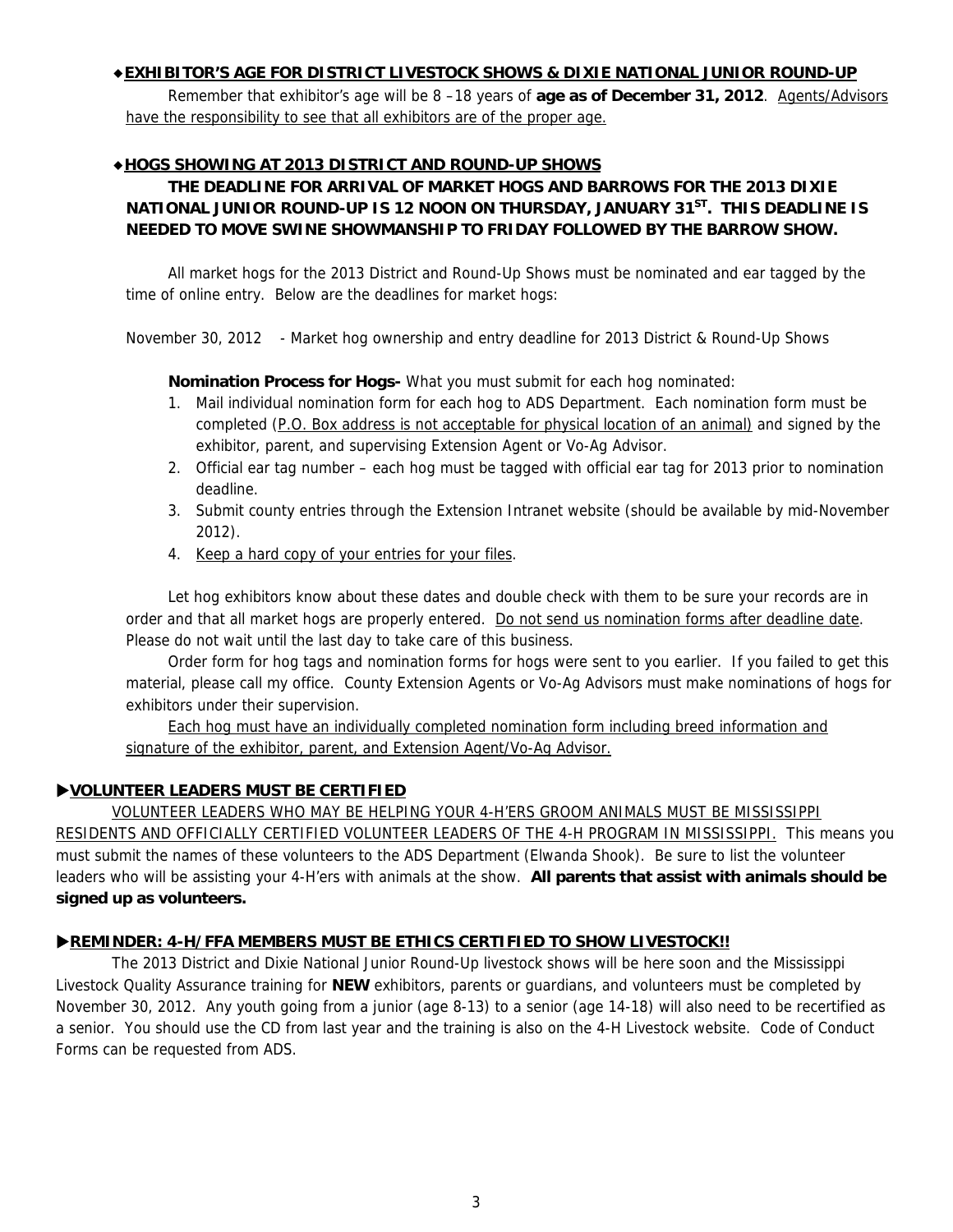## ◆ EXHIBITOR'S AGE FOR DISTRICT LIVESTOCK SHOWS & DIXIE NATIONAL JUNIOR ROUND-UP

Remember that exhibitor's age will be 8 –18 years of **age as of December 31, 2012**. Agents/Advisors have the responsibility to see that all exhibitors are of the proper age.

## ◆ HOGS SHOWING AT 2013 DISTRICT AND ROUND-UP SHOWS

**THE DEADLINE FOR ARRIVAL OF MARKET HOGS AND BARROWS FOR THE 2013 DIXIE NATIONAL JUNIOR ROUND-UP IS 12 NOON ON THURSDAY, JANUARY 31ST. THIS DEADLINE IS NEEDED TO MOVE SWINE SHOWMANSHIP TO FRIDAY FOLLOWED BY THE BARROW SHOW.**

All market hogs for the 2013 District and Round-Up Shows must be nominated and ear tagged by the time of online entry. Below are the deadlines for market hogs:

November 30, 2012 - Market hog ownership and entry deadline for 2013 District & Round-Up Shows

**Nomination Process for Hogs-** What you must submit for each hog nominated:

1. Mail individual nomination form for each hog to ADS Department. Each nomination form must be completed (P.O. Box address is not acceptable for physical location of an animal) and signed by the exhibitor, parent, and supervising Extension Agent or Vo-Ag Advisor.
2. Official ear tag number – each hog must be tagged with official ear tag for 2013 prior to nomination deadline.
3. Submit county entries through the Extension Intranet website (should be available by mid-November 2012).
4. Keep a hard copy of your entries for your files.

Let hog exhibitors know about these dates and double check with them to be sure your records are in order and that all market hogs are properly entered. Do not send us nomination forms after deadline date. Please do not wait until the last day to take care of this business.

Order form for hog tags and nomination forms for hogs were sent to you earlier. If you failed to get this material, please call my office. County Extension Agents or Vo-Ag Advisors must make nominations of hogs for exhibitors under their supervision.

Each hog must have an individually completed nomination form including breed information and signature of the exhibitor, parent, and Extension Agent/Vo-Ag Advisor.

## ▶ VOLUNTEER LEADERS MUST BE CERTIFIED

VOLUNTEER LEADERS WHO MAY BE HELPING YOUR 4-H'ERS GROOM ANIMALS MUST BE MISSISSIPPI RESIDENTS AND OFFICIALLY CERTIFIED VOLUNTEER LEADERS OF THE 4-H PROGRAM IN MISSISSIPPI. This means you must submit the names of these volunteers to the ADS Department (Elwanda Shook). Be sure to list the volunteer leaders who will be assisting your 4-H'ers with animals at the show. **All parents that assist with animals should be signed up as volunteers.**

## ▶ REMINDER: 4-H/FFA MEMBERS MUST BE ETHICS CERTIFIED TO SHOW LIVESTOCK!!

The 2013 District and Dixie National Junior Round-Up livestock shows will be here soon and the Mississippi Livestock Quality Assurance training for **NEW** exhibitors, parents or guardians, and volunteers must be completed by November 30, 2012. Any youth going from a junior (age 8-13) to a senior (age 14-18) will also need to be recertified as a senior. You should use the CD from last year and the training is also on the 4-H Livestock website. Code of Conduct Forms can be requested from ADS.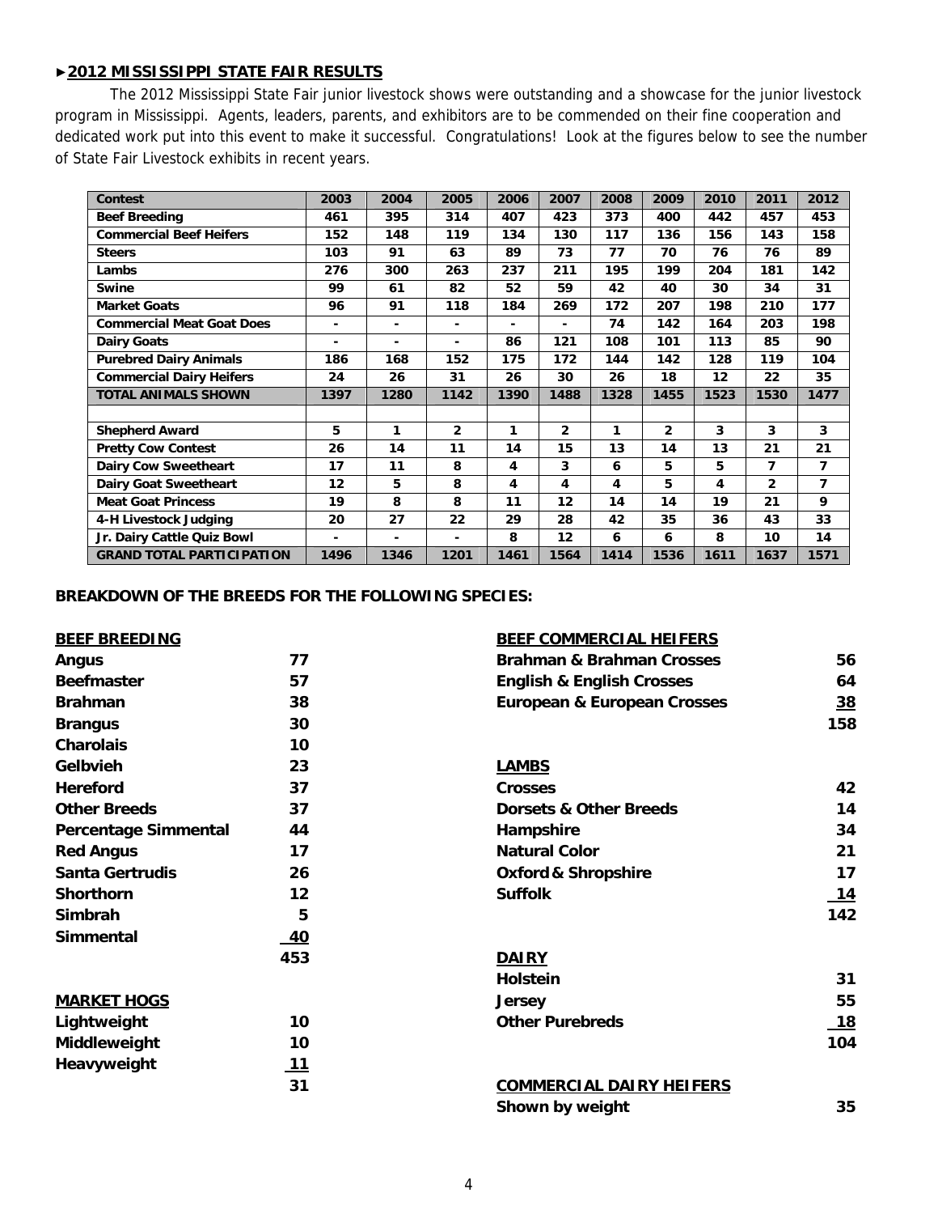## ►2012 MISSISSIPPI STATE FAIR RESULTS

The 2012 Mississippi State Fair junior livestock shows were outstanding and a showcase for the junior livestock program in Mississippi. Agents, leaders, parents, and exhibitors are to be commended on their fine cooperation and dedicated work put into this event to make it successful. Congratulations! Look at the figures below to see the number of State Fair Livestock exhibits in recent years.

| Contest | 2003 | 2004 | 2005 | 2006 | 2007 | 2008 | 2009 | 2010 | 2011 | 2012 |
|---|---|---|---|---|---|---|---|---|---|---|
| Beef Breeding | 461 | 395 | 314 | 407 | 423 | 373 | 400 | 442 | 457 | 453 |
| Commercial Beef Heifers | 152 | 148 | 119 | 134 | 130 | 117 | 136 | 156 | 143 | 158 |
| Steers | 103 | 91 | 63 | 89 | 73 | 77 | 70 | 76 | 76 | 89 |
| Lambs | 276 | 300 | 263 | 237 | 211 | 195 | 199 | 204 | 181 | 142 |
| Swine | 99 | 61 | 82 | 52 | 59 | 42 | 40 | 30 | 34 | 31 |
| Market Goats | 96 | 91 | 118 | 184 | 269 | 172 | 207 | 198 | 210 | 177 |
| Commercial Meat Goat Does | - | - | - | - | - | 74 | 142 | 164 | 203 | 198 |
| Dairy Goats | - | - | - | 86 | 121 | 108 | 101 | 113 | 85 | 90 |
| Purebred Dairy Animals | 186 | 168 | 152 | 175 | 172 | 144 | 142 | 128 | 119 | 104 |
| Commercial Dairy Heifers | 24 | 26 | 31 | 26 | 30 | 26 | 18 | 12 | 22 | 35 |
| **TOTAL ANIMALS SHOWN** | **1397** | **1280** | **1142** | **1390** | **1488** | **1328** | **1455** | **1523** | **1530** | **1477** |
| | | | | | | | | | | |
| Shepherd Award | 5 | 1 | 2 | 1 | 2 | 1 | 2 | 3 | 3 | 3 |
| Pretty Cow Contest | 26 | 14 | 11 | 14 | 15 | 13 | 14 | 13 | 21 | 21 |
| Dairy Cow Sweetheart | 17 | 11 | 8 | 4 | 3 | 6 | 5 | 5 | 7 | 7 |
| Dairy Goat Sweetheart | 12 | 5 | 8 | 4 | 4 | 4 | 5 | 4 | 2 | 7 |
| Meat Goat Princess | 19 | 8 | 8 | 11 | 12 | 14 | 14 | 19 | 21 | 9 |
| 4-H Livestock Judging | 20 | 27 | 22 | 29 | 28 | 42 | 35 | 36 | 43 | 33 |
| Jr. Dairy Cattle Quiz Bowl | - | - | - | 8 | 12 | 6 | 6 | 8 | 10 | 14 |
| **GRAND TOTAL PARTICIPATION** | **1496** | **1346** | **1201** | **1461** | **1564** | **1414** | **1536** | **1611** | **1637** | **1571** |

### BREAKDOWN OF THE BREEDS FOR THE FOLLOWING SPECIES:

**BEEF BREEDING**

| Breed | Number |
|---|---|
| Angus | 77 |
| Beefmaster | 57 |
| Brahman | 38 |
| Brangus | 30 |
| Charolais | 10 |
| Gelbvieh | 23 |
| Hereford | 37 |
| Other Breeds | 37 |
| Percentage Simmental | 44 |
| Red Angus | 17 |
| Santa Gertrudis | 26 |
| Shorthorn | 12 |
| Simbrah | 5 |
| Simmental | 40 |
| | 453 |

**MARKET HOGS**

| Class | Number |
|---|---|
| Lightweight | 10 |
| Middleweight | 10 |
| Heavyweight | 11 |
| | 31 |

**BEEF COMMERCIAL HEIFERS**

| Breed | Number |
|---|---|
| Brahman & Brahman Crosses | 56 |
| English & English Crosses | 64 |
| European & European Crosses | 38 |
| | 158 |

**LAMBS**

| Breed | Number |
|---|---|
| Crosses | 42 |
| Dorsets & Other Breeds | 14 |
| Hampshire | 34 |
| Natural Color | 21 |
| Oxford & Shropshire | 17 |
| Suffolk | 14 |
| | 142 |

**DAIRY**

| Breed | Number |
|---|---|
| Holstein | 31 |
| Jersey | 55 |
| Other Purebreds | 18 |
| | 104 |

**COMMERCIAL DAIRY HEIFERS**

| Class | Number |
|---|---|
| Shown by weight | 35 |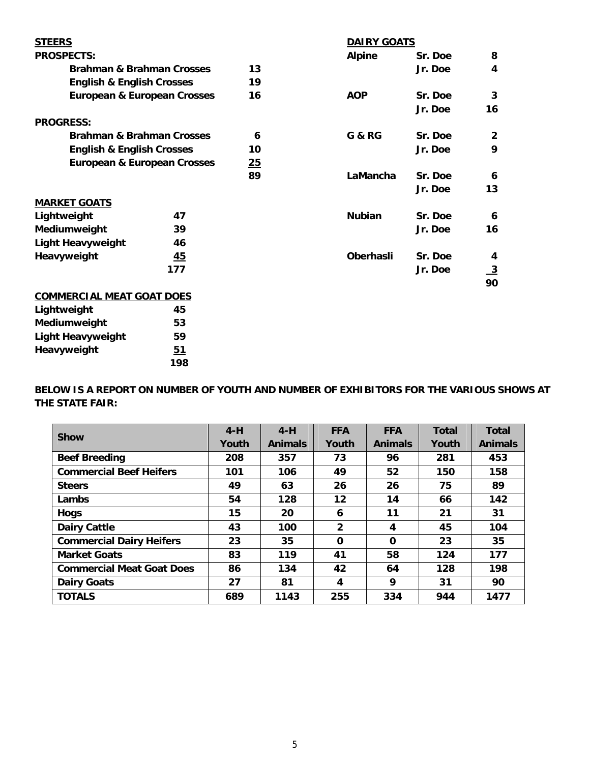**STEERS**

**PROSPECTS:**

| | |
|---|---|
| **Brahman & Brahman Crosses** | **13** |
| **English & English Crosses** | **19** |
| **European & European Crosses** | **16** |

**PROGRESS:**

| | |
|---|---|
| **Brahman & Brahman Crosses** | **6** |
| **English & English Crosses** | **10** |
| **European & European Crosses** | **25** |
| | **89** |

**MARKET GOATS**

| | |
|---|---|
| **Lightweight** | **47** |
| **Mediumweight** | **39** |
| **Light Heavyweight** | **46** |
| **Heavyweight** | **45** |
| | **177** |

**COMMERCIAL MEAT GOAT DOES**

| | |
|---|---|
| **Lightweight** | **45** |
| **Mediumweight** | **53** |
| **Light Heavyweight** | **59** |
| **Heavyweight** | **51** |
| | **198** |

**DAIRY GOATS**

| | | |
|---|---|---|
| **Alpine** | **Sr. Doe** | **8** |
| | **Jr. Doe** | **4** |
| **AOP** | **Sr. Doe** | **3** |
| | **Jr. Doe** | **16** |
| **G & RG** | **Sr. Doe** | **2** |
| | **Jr. Doe** | **9** |
| **LaMancha** | **Sr. Doe** | **6** |
| | **Jr. Doe** | **13** |
| **Nubian** | **Sr. Doe** | **6** |
| | **Jr. Doe** | **16** |
| **Oberhasli** | **Sr. Doe** | **4** |
| | **Jr. Doe** | **3** |
| | | **90** |

**BELOW IS A REPORT ON NUMBER OF YOUTH AND NUMBER OF EXHIBITORS FOR THE VARIOUS SHOWS AT THE STATE FAIR:**

| Show | 4-H Youth | 4-H Animals | FFA Youth | FFA Animals | Total Youth | Total Animals |
|---|---|---|---|---|---|---|
| **Beef Breeding** | 208 | 357 | 73 | 96 | 281 | 453 |
| **Commercial Beef Heifers** | 101 | 106 | 49 | 52 | 150 | 158 |
| **Steers** | 49 | 63 | 26 | 26 | 75 | 89 |
| **Lambs** | 54 | 128 | 12 | 14 | 66 | 142 |
| **Hogs** | 15 | 20 | 6 | 11 | 21 | 31 |
| **Dairy Cattle** | 43 | 100 | 2 | 4 | 45 | 104 |
| **Commercial Dairy Heifers** | 23 | 35 | 0 | 0 | 23 | 35 |
| **Market Goats** | 83 | 119 | 41 | 58 | 124 | 177 |
| **Commercial Meat Goat Does** | 86 | 134 | 42 | 64 | 128 | 198 |
| **Dairy Goats** | 27 | 81 | 4 | 9 | 31 | 90 |
| **TOTALS** | 689 | 1143 | 255 | 334 | 944 | 1477 |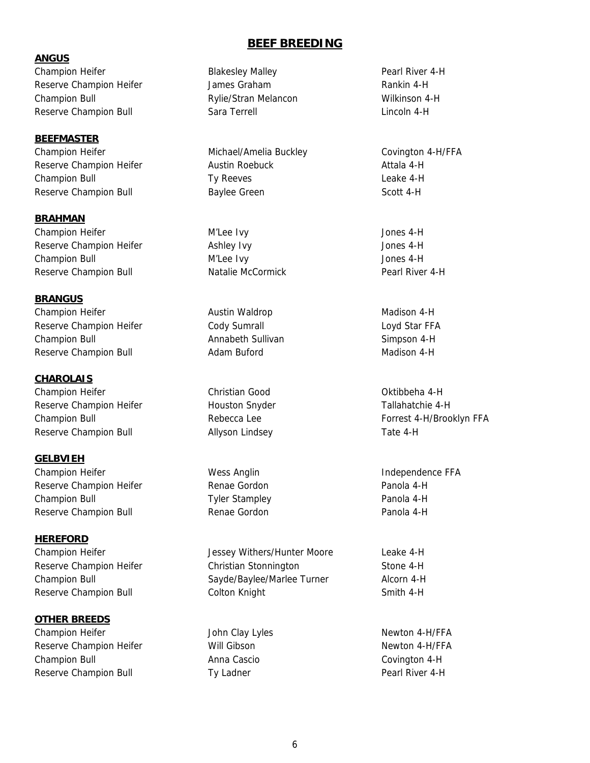# BEEF BREEDING

## ANGUS

| | | |
|---|---|---|
| Champion Heifer | Blakesley Malley | Pearl River 4-H |
| Reserve Champion Heifer | James Graham | Rankin 4-H |
| Champion Bull | Rylie/Stran Melancon | Wilkinson 4-H |
| Reserve Champion Bull | Sara Terrell | Lincoln 4-H |

## BEEFMASTER

| | | |
|---|---|---|
| Champion Heifer | Michael/Amelia Buckley | Covington 4-H/FFA |
| Reserve Champion Heifer | Austin Roebuck | Attala 4-H |
| Champion Bull | Ty Reeves | Leake 4-H |
| Reserve Champion Bull | Baylee Green | Scott 4-H |

## BRAHMAN

| | | |
|---|---|---|
| Champion Heifer | M'Lee Ivy | Jones 4-H |
| Reserve Champion Heifer | Ashley Ivy | Jones 4-H |
| Champion Bull | M'Lee Ivy | Jones 4-H |
| Reserve Champion Bull | Natalie McCormick | Pearl River 4-H |

## BRANGUS

| | | |
|---|---|---|
| Champion Heifer | Austin Waldrop | Madison 4-H |
| Reserve Champion Heifer | Cody Sumrall | Loyd Star FFA |
| Champion Bull | Annabeth Sullivan | Simpson 4-H |
| Reserve Champion Bull | Adam Buford | Madison 4-H |

## CHAROLAIS

| | | |
|---|---|---|
| Champion Heifer | Christian Good | Oktibbeha 4-H |
| Reserve Champion Heifer | Houston Snyder | Tallahatchie 4-H |
| Champion Bull | Rebecca Lee | Forrest 4-H/Brooklyn FFA |
| Reserve Champion Bull | Allyson Lindsey | Tate 4-H |

## GELBVIEH

| | | |
|---|---|---|
| Champion Heifer | Wess Anglin | Independence FFA |
| Reserve Champion Heifer | Renae Gordon | Panola 4-H |
| Champion Bull | Tyler Stampley | Panola 4-H |
| Reserve Champion Bull | Renae Gordon | Panola 4-H |

## HEREFORD

| | | |
|---|---|---|
| Champion Heifer | Jessey Withers/Hunter Moore | Leake 4-H |
| Reserve Champion Heifer | Christian Stonnington | Stone 4-H |
| Champion Bull | Sayde/Baylee/Marlee Turner | Alcorn 4-H |
| Reserve Champion Bull | Colton Knight | Smith 4-H |

## OTHER BREEDS

| | | |
|---|---|---|
| Champion Heifer | John Clay Lyles | Newton 4-H/FFA |
| Reserve Champion Heifer | Will Gibson | Newton 4-H/FFA |
| Champion Bull | Anna Cascio | Covington 4-H |
| Reserve Champion Bull | Ty Ladner | Pearl River 4-H |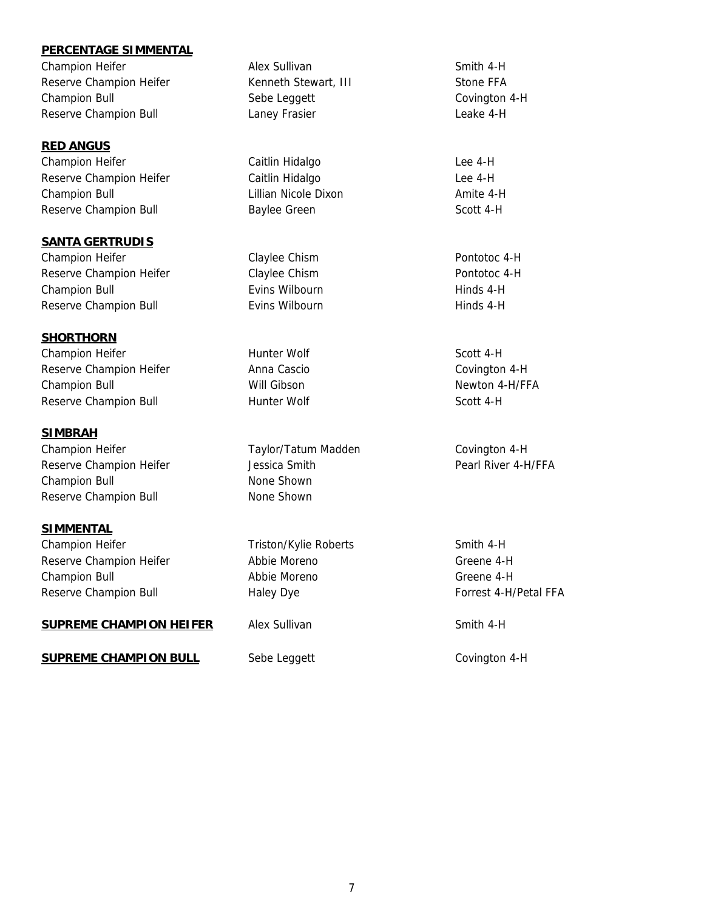**PERCENTAGE SIMMENTAL**

| | | |
|---|---|---|
| Champion Heifer | Alex Sullivan | Smith 4-H |
| Reserve Champion Heifer | Kenneth Stewart, III | Stone FFA |
| Champion Bull | Sebe Leggett | Covington 4-H |
| Reserve Champion Bull | Laney Frasier | Leake 4-H |

**RED ANGUS**

| | | |
|---|---|---|
| Champion Heifer | Caitlin Hidalgo | Lee 4-H |
| Reserve Champion Heifer | Caitlin Hidalgo | Lee 4-H |
| Champion Bull | Lillian Nicole Dixon | Amite 4-H |
| Reserve Champion Bull | Baylee Green | Scott 4-H |

**SANTA GERTRUDIS**

| | | |
|---|---|---|
| Champion Heifer | Claylee Chism | Pontotoc 4-H |
| Reserve Champion Heifer | Claylee Chism | Pontotoc 4-H |
| Champion Bull | Evins Wilbourn | Hinds 4-H |
| Reserve Champion Bull | Evins Wilbourn | Hinds 4-H |

**SHORTHORN**

| | | |
|---|---|---|
| Champion Heifer | Hunter Wolf | Scott 4-H |
| Reserve Champion Heifer | Anna Cascio | Covington 4-H |
| Champion Bull | Will Gibson | Newton 4-H/FFA |
| Reserve Champion Bull | Hunter Wolf | Scott 4-H |

**SIMBRAH**

| | | |
|---|---|---|
| Champion Heifer | Taylor/Tatum Madden | Covington 4-H |
| Reserve Champion Heifer | Jessica Smith | Pearl River 4-H/FFA |
| Champion Bull | None Shown | |
| Reserve Champion Bull | None Shown | |

**SIMMENTAL**

| | | |
|---|---|---|
| Champion Heifer | Triston/Kylie Roberts | Smith 4-H |
| Reserve Champion Heifer | Abbie Moreno | Greene 4-H |
| Champion Bull | Abbie Moreno | Greene 4-H |
| Reserve Champion Bull | Haley Dye | Forrest 4-H/Petal FFA |

| | | |
|---|---|---|
| **SUPREME CHAMPION HEIFER** | Alex Sullivan | Smith 4-H |
| **SUPREME CHAMPION BULL** | Sebe Leggett | Covington 4-H |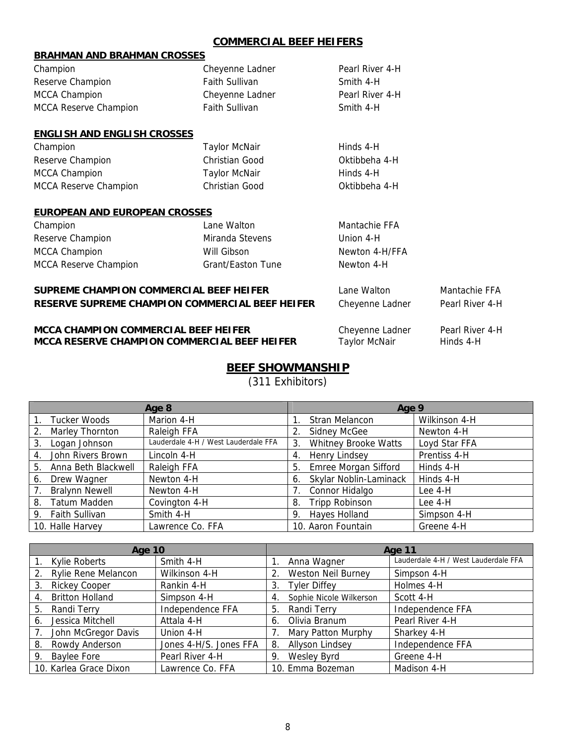## COMMERCIAL BEEF HEIFERS

### BRAHMAN AND BRAHMAN CROSSES

| | | |
|---|---|---|
| Champion | Cheyenne Ladner | Pearl River 4-H |
| Reserve Champion | Faith Sullivan | Smith 4-H |
| MCCA Champion | Cheyenne Ladner | Pearl River 4-H |
| MCCA Reserve Champion | Faith Sullivan | Smith 4-H |

### ENGLISH AND ENGLISH CROSSES

| | | |
|---|---|---|
| Champion | Taylor McNair | Hinds 4-H |
| Reserve Champion | Christian Good | Oktibbeha 4-H |
| MCCA Champion | Taylor McNair | Hinds 4-H |
| MCCA Reserve Champion | Christian Good | Oktibbeha 4-H |

### EUROPEAN AND EUROPEAN CROSSES

| | | |
|---|---|---|
| Champion | Lane Walton | Mantachie FFA |
| Reserve Champion | Miranda Stevens | Union 4-H |
| MCCA Champion | Will Gibson | Newton 4-H/FFA |
| MCCA Reserve Champion | Grant/Easton Tune | Newton 4-H |

| | | |
|---|---|---|
| **SUPREME CHAMPION COMMERCIAL BEEF HEIFER** | Lane Walton | Mantachie FFA |
| **RESERVE SUPREME CHAMPION COMMERCIAL BEEF HEIFER** | Cheyenne Ladner | Pearl River 4-H |
| **MCCA CHAMPION COMMERCIAL BEEF HEIFER** | Cheyenne Ladner | Pearl River 4-H |
| **MCCA RESERVE CHAMPION COMMERCIAL BEEF HEIFER** | Taylor McNair | Hinds 4-H |

## BEEF SHOWMANSHIP

(311 Exhibitors)

| Age 8 | | Age 9 | |
|---|---|---|---|
| 1. Tucker Woods | Marion 4-H | 1. Stran Melancon | Wilkinson 4-H |
| 2. Marley Thornton | Raleigh FFA | 2. Sidney McGee | Newton 4-H |
| 3. Logan Johnson | Lauderdale 4-H / West Lauderdale FFA | 3. Whitney Brooke Watts | Loyd Star FFA |
| 4. John Rivers Brown | Lincoln 4-H | 4. Henry Lindsey | Prentiss 4-H |
| 5. Anna Beth Blackwell | Raleigh FFA | 5. Emree Morgan Sifford | Hinds 4-H |
| 6. Drew Wagner | Newton 4-H | 6. Skylar Noblin-Laminack | Hinds 4-H |
| 7. Bralynn Newell | Newton 4-H | 7. Connor Hidalgo | Lee 4-H |
| 8. Tatum Madden | Covington 4-H | 8. Tripp Robinson | Lee 4-H |
| 9. Faith Sullivan | Smith 4-H | 9. Hayes Holland | Simpson 4-H |
| 10. Halle Harvey | Lawrence Co. FFA | 10. Aaron Fountain | Greene 4-H |

| Age 10 | | Age 11 | |
|---|---|---|---|
| 1. Kylie Roberts | Smith 4-H | 1. Anna Wagner | Lauderdale 4-H / West Lauderdale FFA |
| 2. Rylie Rene Melancon | Wilkinson 4-H | 2. Weston Neil Burney | Simpson 4-H |
| 3. Rickey Cooper | Rankin 4-H | 3. Tyler Diffey | Holmes 4-H |
| 4. Britton Holland | Simpson 4-H | 4. Sophie Nicole Wilkerson | Scott 4-H |
| 5. Randi Terry | Independence FFA | 5. Randi Terry | Independence FFA |
| 6. Jessica Mitchell | Attala 4-H | 6. Olivia Branum | Pearl River 4-H |
| 7. John McGregor Davis | Union 4-H | 7. Mary Patton Murphy | Sharkey 4-H |
| 8. Rowdy Anderson | Jones 4-H/S. Jones FFA | 8. Allyson Lindsey | Independence FFA |
| 9. Baylee Fore | Pearl River 4-H | 9. Wesley Byrd | Greene 4-H |
| 10. Karlea Grace Dixon | Lawrence Co. FFA | 10. Emma Bozeman | Madison 4-H |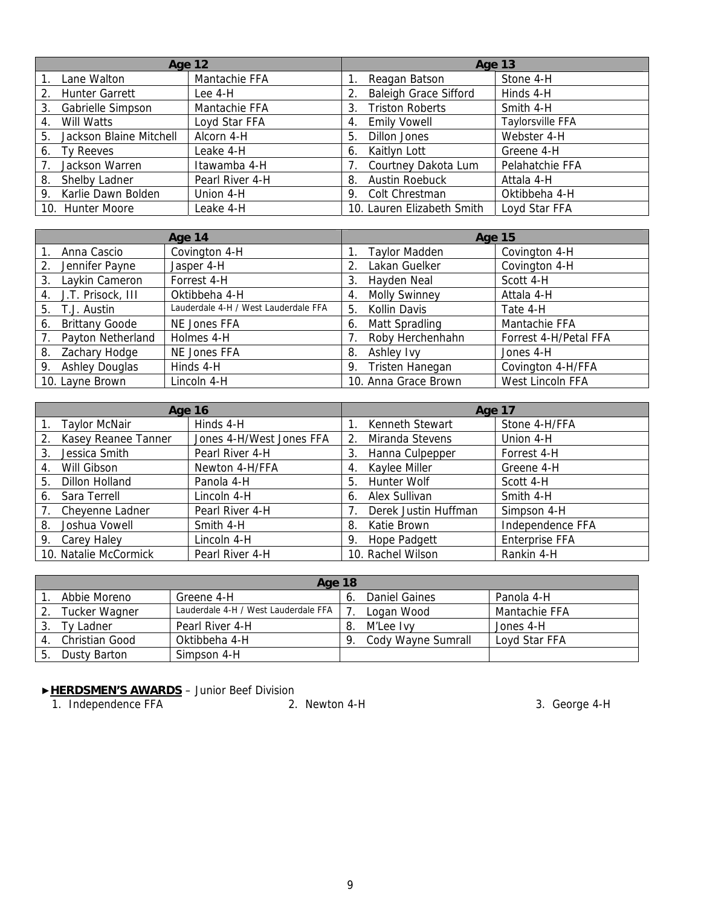| Age 12 | | Age 13 | |
|---|---|---|---|
| 1. Lane Walton | Mantachie FFA | 1. Reagan Batson | Stone 4-H |
| 2. Hunter Garrett | Lee 4-H | 2. Baleigh Grace Sifford | Hinds 4-H |
| 3. Gabrielle Simpson | Mantachie FFA | 3. Triston Roberts | Smith 4-H |
| 4. Will Watts | Loyd Star FFA | 4. Emily Vowell | Taylorsville FFA |
| 5. Jackson Blaine Mitchell | Alcorn 4-H | 5. Dillon Jones | Webster 4-H |
| 6. Ty Reeves | Leake 4-H | 6. Kaitlyn Lott | Greene 4-H |
| 7. Jackson Warren | Itawamba 4-H | 7. Courtney Dakota Lum | Pelahatchie FFA |
| 8. Shelby Ladner | Pearl River 4-H | 8. Austin Roebuck | Attala 4-H |
| 9. Karlie Dawn Bolden | Union 4-H | 9. Colt Chrestman | Oktibbeha 4-H |
| 10. Hunter Moore | Leake 4-H | 10. Lauren Elizabeth Smith | Loyd Star FFA |

| Age 14 | | Age 15 | |
|---|---|---|---|
| 1. Anna Cascio | Covington 4-H | 1. Taylor Madden | Covington 4-H |
| 2. Jennifer Payne | Jasper 4-H | 2. Lakan Guelker | Covington 4-H |
| 3. Laykin Cameron | Forrest 4-H | 3. Hayden Neal | Scott 4-H |
| 4. J.T. Prisock, III | Oktibbeha 4-H | 4. Molly Swinney | Attala 4-H |
| 5. T.J. Austin | Lauderdale 4-H / West Lauderdale FFA | 5. Kollin Davis | Tate 4-H |
| 6. Brittany Goode | NE Jones FFA | 6. Matt Spradling | Mantachie FFA |
| 7. Payton Netherland | Holmes 4-H | 7. Roby Herchenhahn | Forrest 4-H/Petal FFA |
| 8. Zachary Hodge | NE Jones FFA | 8. Ashley Ivy | Jones 4-H |
| 9. Ashley Douglas | Hinds 4-H | 9. Tristen Hanegan | Covington 4-H/FFA |
| 10. Layne Brown | Lincoln 4-H | 10. Anna Grace Brown | West Lincoln FFA |

| Age 16 | | Age 17 | |
|---|---|---|---|
| 1. Taylor McNair | Hinds 4-H | 1. Kenneth Stewart | Stone 4-H/FFA |
| 2. Kasey Reanee Tanner | Jones 4-H/West Jones FFA | 2. Miranda Stevens | Union 4-H |
| 3. Jessica Smith | Pearl River 4-H | 3. Hanna Culpepper | Forrest 4-H |
| 4. Will Gibson | Newton 4-H/FFA | 4. Kaylee Miller | Greene 4-H |
| 5. Dillon Holland | Panola 4-H | 5. Hunter Wolf | Scott 4-H |
| 6. Sara Terrell | Lincoln 4-H | 6. Alex Sullivan | Smith 4-H |
| 7. Cheyenne Ladner | Pearl River 4-H | 7. Derek Justin Huffman | Simpson 4-H |
| 8. Joshua Vowell | Smith 4-H | 8. Katie Brown | Independence FFA |
| 9. Carey Haley | Lincoln 4-H | 9. Hope Padgett | Enterprise FFA |
| 10. Natalie McCormick | Pearl River 4-H | 10. Rachel Wilson | Rankin 4-H |

| Age 18 | | | |
|---|---|---|---|
| 1. Abbie Moreno | Greene 4-H | 6. Daniel Gaines | Panola 4-H |
| 2. Tucker Wagner | Lauderdale 4-H / West Lauderdale FFA | 7. Logan Wood | Mantachie FFA |
| 3. Ty Ladner | Pearl River 4-H | 8. M'Lee Ivy | Jones 4-H |
| 4. Christian Good | Oktibbeha 4-H | 9. Cody Wayne Sumrall | Loyd Star FFA |
| 5. Dusty Barton | Simpson 4-H | | |

►**HERDSMEN'S AWARDS** – Junior Beef Division

1. Independence FFA
2. Newton 4-H
3. George 4-H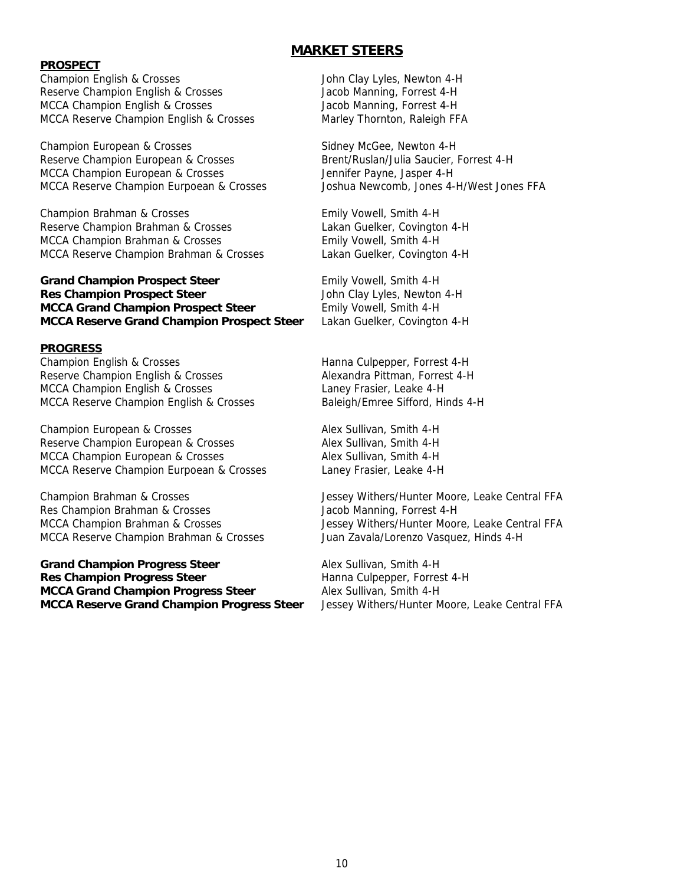# MARKET STEERS

## PROSPECT

| | |
|---|---|
| Champion English & Crosses | John Clay Lyles, Newton 4-H |
| Reserve Champion English & Crosses | Jacob Manning, Forrest 4-H |
| MCCA Champion English & Crosses | Jacob Manning, Forrest 4-H |
| MCCA Reserve Champion English & Crosses | Marley Thornton, Raleigh FFA |
| | |
| Champion European & Crosses | Sidney McGee, Newton 4-H |
| Reserve Champion European & Crosses | Brent/Ruslan/Julia Saucier, Forrest 4-H |
| MCCA Champion European & Crosses | Jennifer Payne, Jasper 4-H |
| MCCA Reserve Champion Eurpoean & Crosses | Joshua Newcomb, Jones 4-H/West Jones FFA |
| | |
| Champion Brahman & Crosses | Emily Vowell, Smith 4-H |
| Reserve Champion Brahman & Crosses | Lakan Guelker, Covington 4-H |
| MCCA Champion Brahman & Crosses | Emily Vowell, Smith 4-H |
| MCCA Reserve Champion Brahman & Crosses | Lakan Guelker, Covington 4-H |
| | |
| **Grand Champion Prospect Steer** | Emily Vowell, Smith 4-H |
| **Res Champion Prospect Steer** | John Clay Lyles, Newton 4-H |
| **MCCA Grand Champion Prospect Steer** | Emily Vowell, Smith 4-H |
| **MCCA Reserve Grand Champion Prospect Steer** | Lakan Guelker, Covington 4-H |

## PROGRESS

| | |
|---|---|
| Champion English & Crosses | Hanna Culpepper, Forrest 4-H |
| Reserve Champion English & Crosses | Alexandra Pittman, Forrest 4-H |
| MCCA Champion English & Crosses | Laney Frasier, Leake 4-H |
| MCCA Reserve Champion English & Crosses | Baleigh/Emree Sifford, Hinds 4-H |
| | |
| Champion European & Crosses | Alex Sullivan, Smith 4-H |
| Reserve Champion European & Crosses | Alex Sullivan, Smith 4-H |
| MCCA Champion European & Crosses | Alex Sullivan, Smith 4-H |
| MCCA Reserve Champion Eurpoean & Crosses | Laney Frasier, Leake 4-H |
| | |
| Champion Brahman & Crosses | Jessey Withers/Hunter Moore, Leake Central FFA |
| Res Champion Brahman & Crosses | Jacob Manning, Forrest 4-H |
| MCCA Champion Brahman & Crosses | Jessey Withers/Hunter Moore, Leake Central FFA |
| MCCA Reserve Champion Brahman & Crosses | Juan Zavala/Lorenzo Vasquez, Hinds 4-H |
| | |
| **Grand Champion Progress Steer** | Alex Sullivan, Smith 4-H |
| **Res Champion Progress Steer** | Hanna Culpepper, Forrest 4-H |
| **MCCA Grand Champion Progress Steer** | Alex Sullivan, Smith 4-H |
| **MCCA Reserve Grand Champion Progress Steer** | Jessey Withers/Hunter Moore, Leake Central FFA |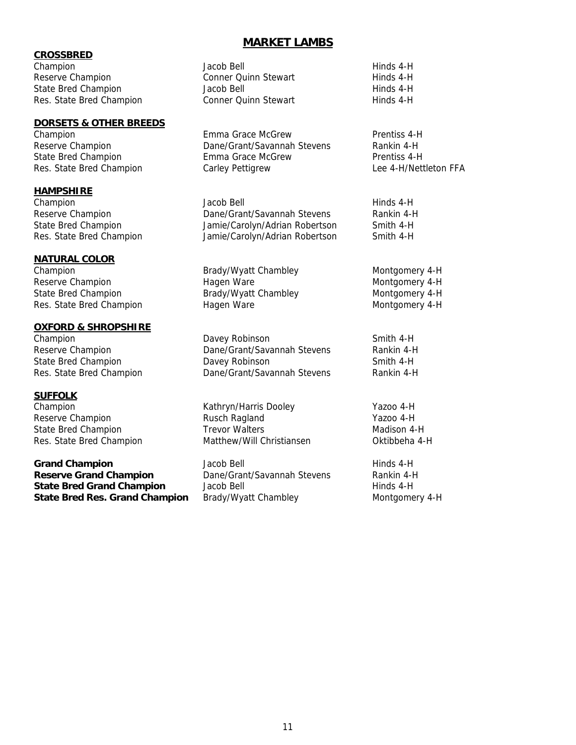# MARKET LAMBS

## CROSSBRED

| | | |
|---|---|---|
| Champion | Jacob Bell | Hinds 4-H |
| Reserve Champion | Conner Quinn Stewart | Hinds 4-H |
| State Bred Champion | Jacob Bell | Hinds 4-H |
| Res. State Bred Champion | Conner Quinn Stewart | Hinds 4-H |

## DORSETS & OTHER BREEDS

| | | |
|---|---|---|
| Champion | Emma Grace McGrew | Prentiss 4-H |
| Reserve Champion | Dane/Grant/Savannah Stevens | Rankin 4-H |
| State Bred Champion | Emma Grace McGrew | Prentiss 4-H |
| Res. State Bred Champion | Carley Pettigrew | Lee 4-H/Nettleton FFA |

## HAMPSHIRE

| | | |
|---|---|---|
| Champion | Jacob Bell | Hinds 4-H |
| Reserve Champion | Dane/Grant/Savannah Stevens | Rankin 4-H |
| State Bred Champion | Jamie/Carolyn/Adrian Robertson | Smith 4-H |
| Res. State Bred Champion | Jamie/Carolyn/Adrian Robertson | Smith 4-H |

## NATURAL COLOR

| | | |
|---|---|---|
| Champion | Brady/Wyatt Chambley | Montgomery 4-H |
| Reserve Champion | Hagen Ware | Montgomery 4-H |
| State Bred Champion | Brady/Wyatt Chambley | Montgomery 4-H |
| Res. State Bred Champion | Hagen Ware | Montgomery 4-H |

## OXFORD & SHROPSHIRE

| | | |
|---|---|---|
| Champion | Davey Robinson | Smith 4-H |
| Reserve Champion | Dane/Grant/Savannah Stevens | Rankin 4-H |
| State Bred Champion | Davey Robinson | Smith 4-H |
| Res. State Bred Champion | Dane/Grant/Savannah Stevens | Rankin 4-H |

## SUFFOLK

| | | |
|---|---|---|
| Champion | Kathryn/Harris Dooley | Yazoo 4-H |
| Reserve Champion | Rusch Ragland | Yazoo 4-H |
| State Bred Champion | Trevor Walters | Madison 4-H |
| Res. State Bred Champion | Matthew/Will Christiansen | Oktibbeha 4-H |

| | | |
|---|---|---|
| **Grand Champion** | Jacob Bell | Hinds 4-H |
| **Reserve Grand Champion** | Dane/Grant/Savannah Stevens | Rankin 4-H |
| **State Bred Grand Champion** | Jacob Bell | Hinds 4-H |
| **State Bred Res. Grand Champion** | Brady/Wyatt Chambley | Montgomery 4-H |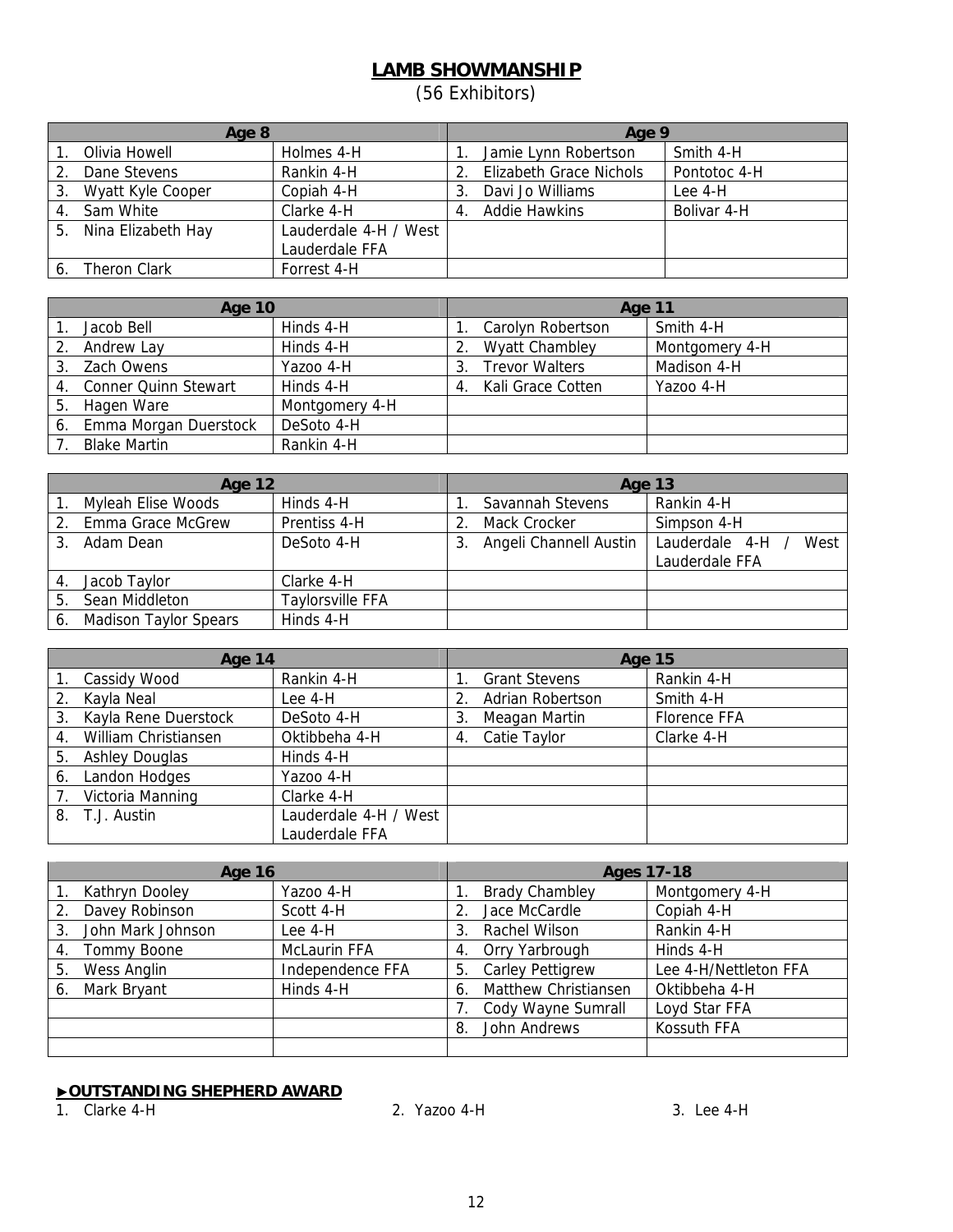# LAMB SHOWMANSHIP

(56 Exhibitors)

| Age 8 | | Age 9 | |
|---|---|---|---|
| 1. Olivia Howell | Holmes 4-H | 1. Jamie Lynn Robertson | Smith 4-H |
| 2. Dane Stevens | Rankin 4-H | 2. Elizabeth Grace Nichols | Pontotoc 4-H |
| 3. Wyatt Kyle Cooper | Copiah 4-H | 3. Davi Jo Williams | Lee 4-H |
| 4. Sam White | Clarke 4-H | 4. Addie Hawkins | Bolivar 4-H |
| 5. Nina Elizabeth Hay | Lauderdale 4-H / West Lauderdale FFA | | |
| 6. Theron Clark | Forrest 4-H | | |

| Age 10 | | Age 11 | |
|---|---|---|---|
| 1. Jacob Bell | Hinds 4-H | 1. Carolyn Robertson | Smith 4-H |
| 2. Andrew Lay | Hinds 4-H | 2. Wyatt Chambley | Montgomery 4-H |
| 3. Zach Owens | Yazoo 4-H | 3. Trevor Walters | Madison 4-H |
| 4. Conner Quinn Stewart | Hinds 4-H | 4. Kali Grace Cotten | Yazoo 4-H |
| 5. Hagen Ware | Montgomery 4-H | | |
| 6. Emma Morgan Duerstock | DeSoto 4-H | | |
| 7. Blake Martin | Rankin 4-H | | |

| Age 12 | | Age 13 | |
|---|---|---|---|
| 1. Myleah Elise Woods | Hinds 4-H | 1. Savannah Stevens | Rankin 4-H |
| 2. Emma Grace McGrew | Prentiss 4-H | 2. Mack Crocker | Simpson 4-H |
| 3. Adam Dean | DeSoto 4-H | 3. Angeli Channell Austin | Lauderdale 4-H / West Lauderdale FFA |
| 4. Jacob Taylor | Clarke 4-H | | |
| 5. Sean Middleton | Taylorsville FFA | | |
| 6. Madison Taylor Spears | Hinds 4-H | | |

| Age 14 | | Age 15 | |
|---|---|---|---|
| 1. Cassidy Wood | Rankin 4-H | 1. Grant Stevens | Rankin 4-H |
| 2. Kayla Neal | Lee 4-H | 2. Adrian Robertson | Smith 4-H |
| 3. Kayla Rene Duerstock | DeSoto 4-H | 3. Meagan Martin | Florence FFA |
| 4. William Christiansen | Oktibbeha 4-H | 4. Catie Taylor | Clarke 4-H |
| 5. Ashley Douglas | Hinds 4-H | | |
| 6. Landon Hodges | Yazoo 4-H | | |
| 7. Victoria Manning | Clarke 4-H | | |
| 8. T.J. Austin | Lauderdale 4-H / West Lauderdale FFA | | |

| Age 16 | | Ages 17-18 | |
|---|---|---|---|
| 1. Kathryn Dooley | Yazoo 4-H | 1. Brady Chambley | Montgomery 4-H |
| 2. Davey Robinson | Scott 4-H | 2. Jace McCardle | Copiah 4-H |
| 3. John Mark Johnson | Lee 4-H | 3. Rachel Wilson | Rankin 4-H |
| 4. Tommy Boone | McLaurin FFA | 4. Orry Yarbrough | Hinds 4-H |
| 5. Wess Anglin | Independence FFA | 5. Carley Pettigrew | Lee 4-H/Nettleton FFA |
| 6. Mark Bryant | Hinds 4-H | 6. Matthew Christiansen | Oktibbeha 4-H |
| | | 7. Cody Wayne Sumrall | Loyd Star FFA |
| | | 8. John Andrews | Kossuth FFA |

## ►OUTSTANDING SHEPHERD AWARD

1. Clarke 4-H
2. Yazoo 4-H
3. Lee 4-H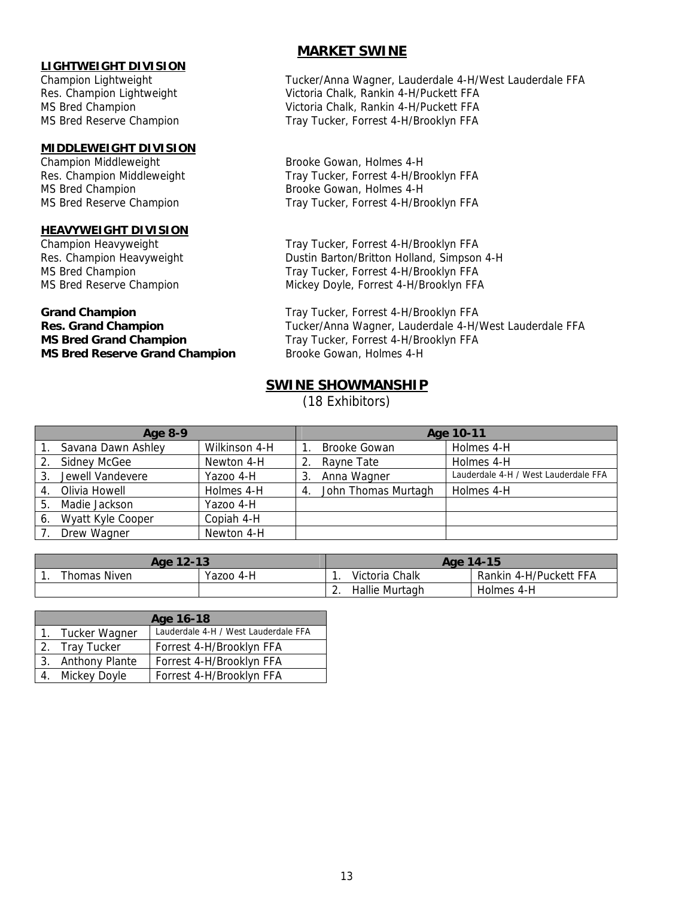## MARKET SWINE

**LIGHTWEIGHT DIVISION**

| | |
|---|---|
| Champion Lightweight | Tucker/Anna Wagner, Lauderdale 4-H/West Lauderdale FFA |
| Res. Champion Lightweight | Victoria Chalk, Rankin 4-H/Puckett FFA |
| MS Bred Champion | Victoria Chalk, Rankin 4-H/Puckett FFA |
| MS Bred Reserve Champion | Tray Tucker, Forrest 4-H/Brooklyn FFA |

**MIDDLEWEIGHT DIVISION**

| | |
|---|---|
| Champion Middleweight | Brooke Gowan, Holmes 4-H |
| Res. Champion Middleweight | Tray Tucker, Forrest 4-H/Brooklyn FFA |
| MS Bred Champion | Brooke Gowan, Holmes 4-H |
| MS Bred Reserve Champion | Tray Tucker, Forrest 4-H/Brooklyn FFA |

**HEAVYWEIGHT DIVISION**

| | |
|---|---|
| Champion Heavyweight | Tray Tucker, Forrest 4-H/Brooklyn FFA |
| Res. Champion Heavyweight | Dustin Barton/Britton Holland, Simpson 4-H |
| MS Bred Champion | Tray Tucker, Forrest 4-H/Brooklyn FFA |
| MS Bred Reserve Champion | Mickey Doyle, Forrest 4-H/Brooklyn FFA |

| | |
|---|---|
| **Grand Champion** | Tray Tucker, Forrest 4-H/Brooklyn FFA |
| **Res. Grand Champion** | Tucker/Anna Wagner, Lauderdale 4-H/West Lauderdale FFA |
| **MS Bred Grand Champion** | Tray Tucker, Forrest 4-H/Brooklyn FFA |
| **MS Bred Reserve Grand Champion** | Brooke Gowan, Holmes 4-H |

## SWINE SHOWMANSHIP

(18 Exhibitors)

| Age 8-9 | | Age 10-11 | |
|---|---|---|---|
| 1. Savana Dawn Ashley | Wilkinson 4-H | 1. Brooke Gowan | Holmes 4-H |
| 2. Sidney McGee | Newton 4-H | 2. Rayne Tate | Holmes 4-H |
| 3. Jewell Vandevere | Yazoo 4-H | 3. Anna Wagner | Lauderdale 4-H / West Lauderdale FFA |
| 4. Olivia Howell | Holmes 4-H | 4. John Thomas Murtagh | Holmes 4-H |
| 5. Madie Jackson | Yazoo 4-H | | |
| 6. Wyatt Kyle Cooper | Copiah 4-H | | |
| 7. Drew Wagner | Newton 4-H | | |

| Age 12-13 | | Age 14-15 | |
|---|---|---|---|
| 1. Thomas Niven | Yazoo 4-H | 1. Victoria Chalk | Rankin 4-H/Puckett FFA |
| | | 2. Hallie Murtagh | Holmes 4-H |

| Age 16-18 | |
|---|---|
| 1. Tucker Wagner | Lauderdale 4-H / West Lauderdale FFA |
| 2. Tray Tucker | Forrest 4-H/Brooklyn FFA |
| 3. Anthony Plante | Forrest 4-H/Brooklyn FFA |
| 4. Mickey Doyle | Forrest 4-H/Brooklyn FFA |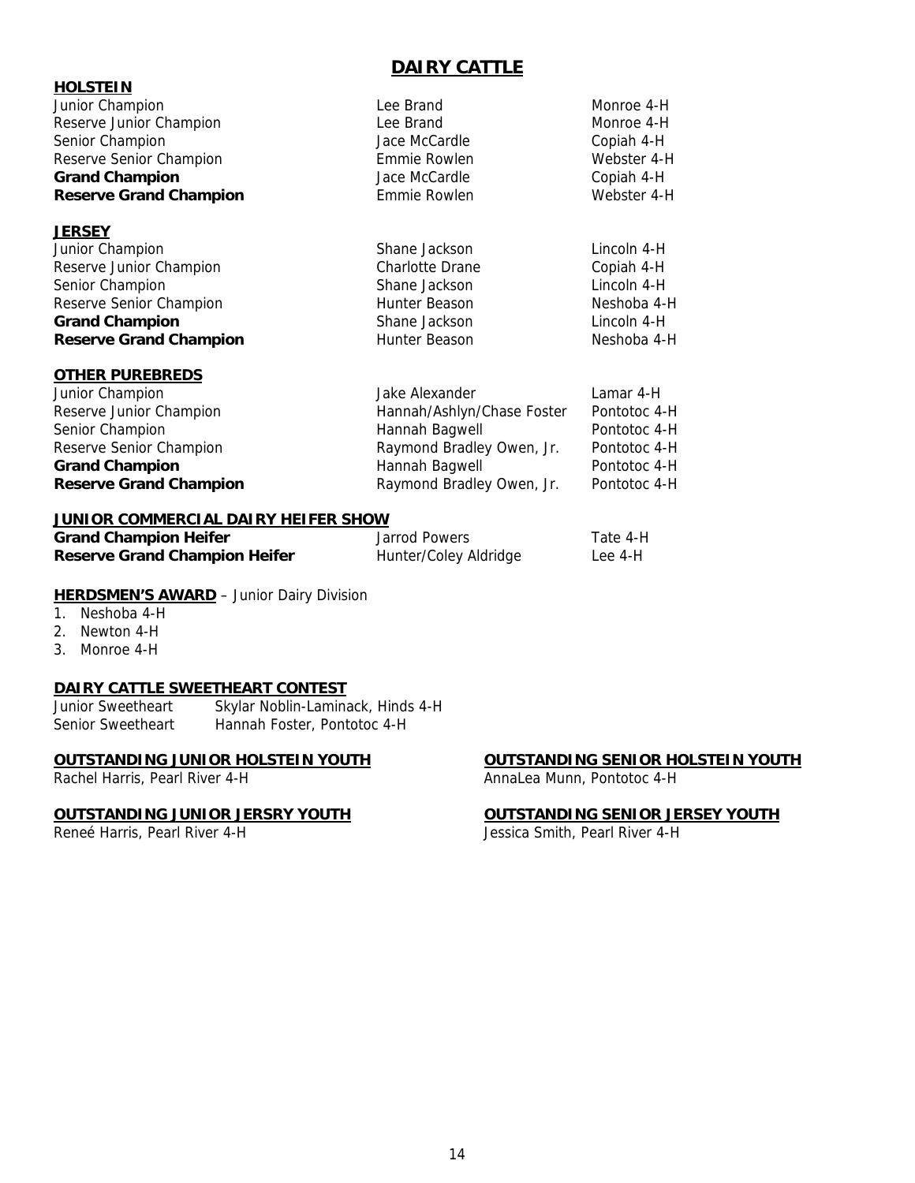# DAIRY CATTLE

## HOLSTEIN

| | | |
|---|---|---|
| Junior Champion | Lee Brand | Monroe 4-H |
| Reserve Junior Champion | Lee Brand | Monroe 4-H |
| Senior Champion | Jace McCardle | Copiah 4-H |
| Reserve Senior Champion | Emmie Rowlen | Webster 4-H |
| **Grand Champion** | Jace McCardle | Copiah 4-H |
| **Reserve Grand Champion** | Emmie Rowlen | Webster 4-H |

## JERSEY

| | | |
|---|---|---|
| Junior Champion | Shane Jackson | Lincoln 4-H |
| Reserve Junior Champion | Charlotte Drane | Copiah 4-H |
| Senior Champion | Shane Jackson | Lincoln 4-H |
| Reserve Senior Champion | Hunter Beason | Neshoba 4-H |
| **Grand Champion** | Shane Jackson | Lincoln 4-H |
| **Reserve Grand Champion** | Hunter Beason | Neshoba 4-H |

## OTHER PUREBREDS

| | | |
|---|---|---|
| Junior Champion | Jake Alexander | Lamar 4-H |
| Reserve Junior Champion | Hannah/Ashlyn/Chase Foster | Pontotoc 4-H |
| Senior Champion | Hannah Bagwell | Pontotoc 4-H |
| Reserve Senior Champion | Raymond Bradley Owen, Jr. | Pontotoc 4-H |
| **Grand Champion** | Hannah Bagwell | Pontotoc 4-H |
| **Reserve Grand Champion** | Raymond Bradley Owen, Jr. | Pontotoc 4-H |

## JUNIOR COMMERCIAL DAIRY HEIFER SHOW

| | | |
|---|---|---|
| **Grand Champion Heifer** | Jarrod Powers | Tate 4-H |
| **Reserve Grand Champion Heifer** | Hunter/Coley Aldridge | Lee 4-H |

**HERDSMEN'S AWARD** – Junior Dairy Division

1. Neshoba 4-H
2. Newton 4-H
3. Monroe 4-H

## DAIRY CATTLE SWEETHEART CONTEST

| | |
|---|---|
| Junior Sweetheart | Skylar Noblin-Laminack, Hinds 4-H |
| Senior Sweetheart | Hannah Foster, Pontotoc 4-H |

## OUTSTANDING JUNIOR HOLSTEIN YOUTH

Rachel Harris, Pearl River 4-H

## OUTSTANDING SENIOR HOLSTEIN YOUTH

AnnaLea Munn, Pontotoc 4-H

## OUTSTANDING JUNIOR JERSRY YOUTH

Reneé Harris, Pearl River 4-H

## OUTSTANDING SENIOR JERSEY YOUTH

Jessica Smith, Pearl River 4-H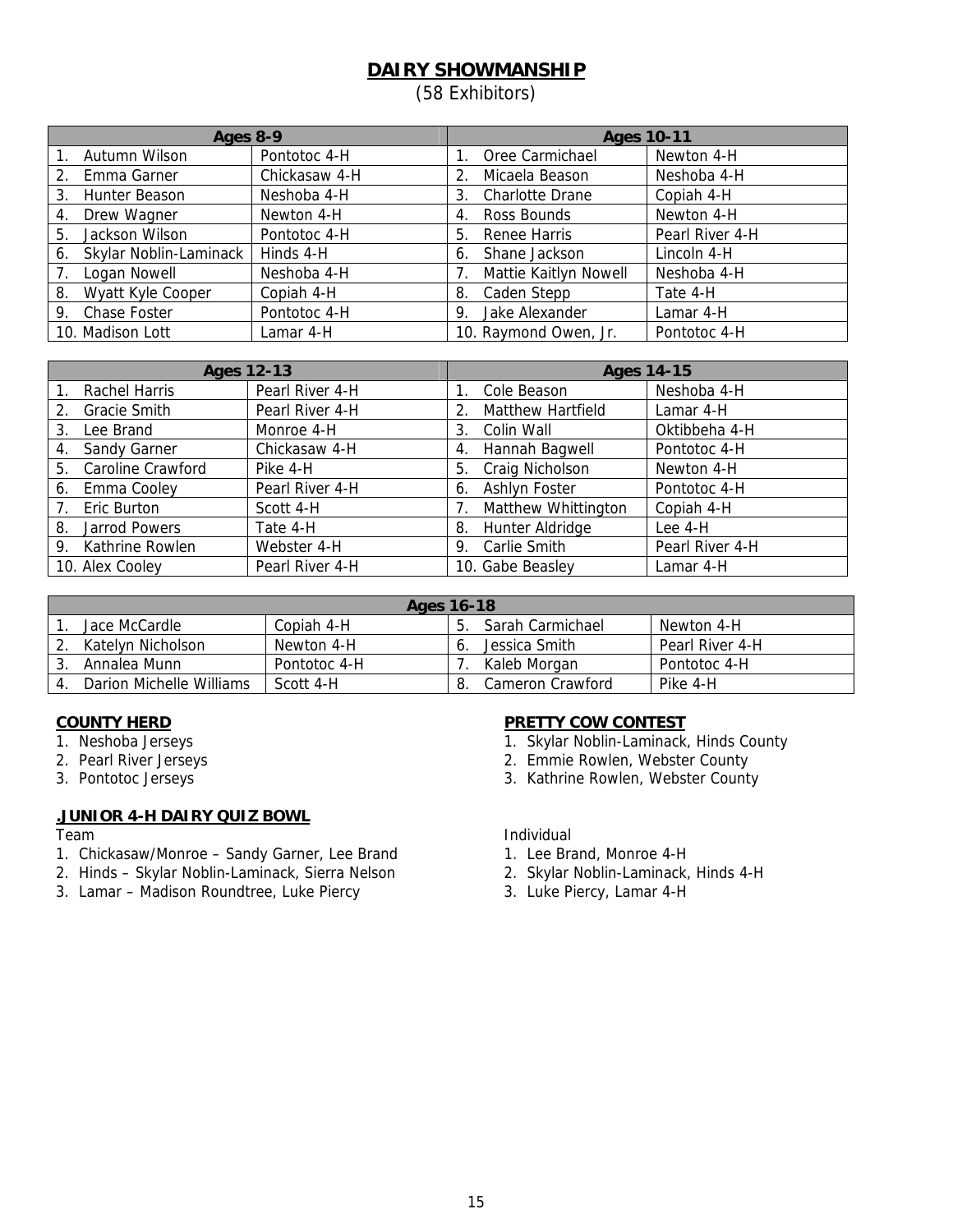# DAIRY SHOWMANSHIP

(58 Exhibitors)

| Ages 8-9 | | Ages 10-11 | |
|---|---|---|---|
| 1. Autumn Wilson | Pontotoc 4-H | 1. Oree Carmichael | Newton 4-H |
| 2. Emma Garner | Chickasaw 4-H | 2. Micaela Beason | Neshoba 4-H |
| 3. Hunter Beason | Neshoba 4-H | 3. Charlotte Drane | Copiah 4-H |
| 4. Drew Wagner | Newton 4-H | 4. Ross Bounds | Newton 4-H |
| 5. Jackson Wilson | Pontotoc 4-H | 5. Renee Harris | Pearl River 4-H |
| 6. Skylar Noblin-Laminack | Hinds 4-H | 6. Shane Jackson | Lincoln 4-H |
| 7. Logan Nowell | Neshoba 4-H | 7. Mattie Kaitlyn Nowell | Neshoba 4-H |
| 8. Wyatt Kyle Cooper | Copiah 4-H | 8. Caden Stepp | Tate 4-H |
| 9. Chase Foster | Pontotoc 4-H | 9. Jake Alexander | Lamar 4-H |
| 10. Madison Lott | Lamar 4-H | 10. Raymond Owen, Jr. | Pontotoc 4-H |

| Ages 12-13 | | Ages 14-15 | |
|---|---|---|---|
| 1. Rachel Harris | Pearl River 4-H | 1. Cole Beason | Neshoba 4-H |
| 2. Gracie Smith | Pearl River 4-H | 2. Matthew Hartfield | Lamar 4-H |
| 3. Lee Brand | Monroe 4-H | 3. Colin Wall | Oktibbeha 4-H |
| 4. Sandy Garner | Chickasaw 4-H | 4. Hannah Bagwell | Pontotoc 4-H |
| 5. Caroline Crawford | Pike 4-H | 5. Craig Nicholson | Newton 4-H |
| 6. Emma Cooley | Pearl River 4-H | 6. Ashlyn Foster | Pontotoc 4-H |
| 7. Eric Burton | Scott 4-H | 7. Matthew Whittington | Copiah 4-H |
| 8. Jarrod Powers | Tate 4-H | 8. Hunter Aldridge | Lee 4-H |
| 9. Kathrine Rowlen | Webster 4-H | 9. Carlie Smith | Pearl River 4-H |
| 10. Alex Cooley | Pearl River 4-H | 10. Gabe Beasley | Lamar 4-H |

| Ages 16-18 | | | |
|---|---|---|---|
| 1. Jace McCardle | Copiah 4-H | 5. Sarah Carmichael | Newton 4-H |
| 2. Katelyn Nicholson | Newton 4-H | 6. Jessica Smith | Pearl River 4-H |
| 3. Annalea Munn | Pontotoc 4-H | 7. Kaleb Morgan | Pontotoc 4-H |
| 4. Darion Michelle Williams | Scott 4-H | 8. Cameron Crawford | Pike 4-H |

## COUNTY HERD

1. Neshoba Jerseys
2. Pearl River Jerseys
3. Pontotoc Jerseys

## PRETTY COW CONTEST

1. Skylar Noblin-Laminack, Hinds County
2. Emmie Rowlen, Webster County
3. Kathrine Rowlen, Webster County

## JUNIOR 4-H DAIRY QUIZ BOWL

Team

1. Chickasaw/Monroe – Sandy Garner, Lee Brand
2. Hinds – Skylar Noblin-Laminack, Sierra Nelson
3. Lamar – Madison Roundtree, Luke Piercy

Individual

1. Lee Brand, Monroe 4-H
2. Skylar Noblin-Laminack, Hinds 4-H
3. Luke Piercy, Lamar 4-H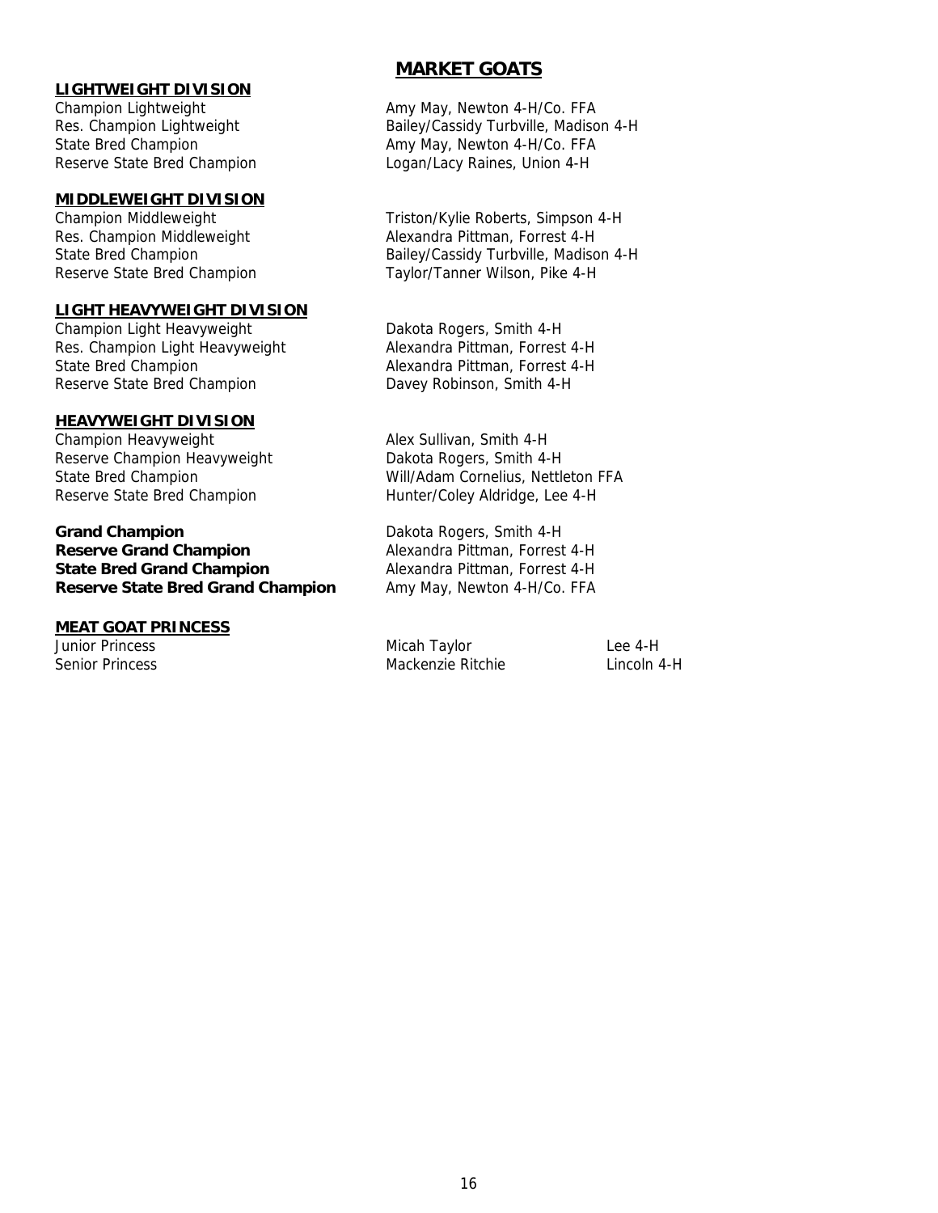# MARKET GOATS

**LIGHTWEIGHT DIVISION**

| | |
|---|---|
| Champion Lightweight | Amy May, Newton 4-H/Co. FFA |
| Res. Champion Lightweight | Bailey/Cassidy Turbville, Madison 4-H |
| State Bred Champion | Amy May, Newton 4-H/Co. FFA |
| Reserve State Bred Champion | Logan/Lacy Raines, Union 4-H |

**MIDDLEWEIGHT DIVISION**

| | |
|---|---|
| Champion Middleweight | Triston/Kylie Roberts, Simpson 4-H |
| Res. Champion Middleweight | Alexandra Pittman, Forrest 4-H |
| State Bred Champion | Bailey/Cassidy Turbville, Madison 4-H |
| Reserve State Bred Champion | Taylor/Tanner Wilson, Pike 4-H |

**LIGHT HEAVYWEIGHT DIVISION**

| | |
|---|---|
| Champion Light Heavyweight | Dakota Rogers, Smith 4-H |
| Res. Champion Light Heavyweight | Alexandra Pittman, Forrest 4-H |
| State Bred Champion | Alexandra Pittman, Forrest 4-H |
| Reserve State Bred Champion | Davey Robinson, Smith 4-H |

**HEAVYWEIGHT DIVISION**

| | |
|---|---|
| Champion Heavyweight | Alex Sullivan, Smith 4-H |
| Reserve Champion Heavyweight | Dakota Rogers, Smith 4-H |
| State Bred Champion | Will/Adam Cornelius, Nettleton FFA |
| Reserve State Bred Champion | Hunter/Coley Aldridge, Lee 4-H |

| | |
|---|---|
| **Grand Champion** | Dakota Rogers, Smith 4-H |
| **Reserve Grand Champion** | Alexandra Pittman, Forrest 4-H |
| **State Bred Grand Champion** | Alexandra Pittman, Forrest 4-H |
| **Reserve State Bred Grand Champion** | Amy May, Newton 4-H/Co. FFA |

**MEAT GOAT PRINCESS**

| | | |
|---|---|---|
| Junior Princess | Micah Taylor | Lee 4-H |
| Senior Princess | Mackenzie Ritchie | Lincoln 4-H |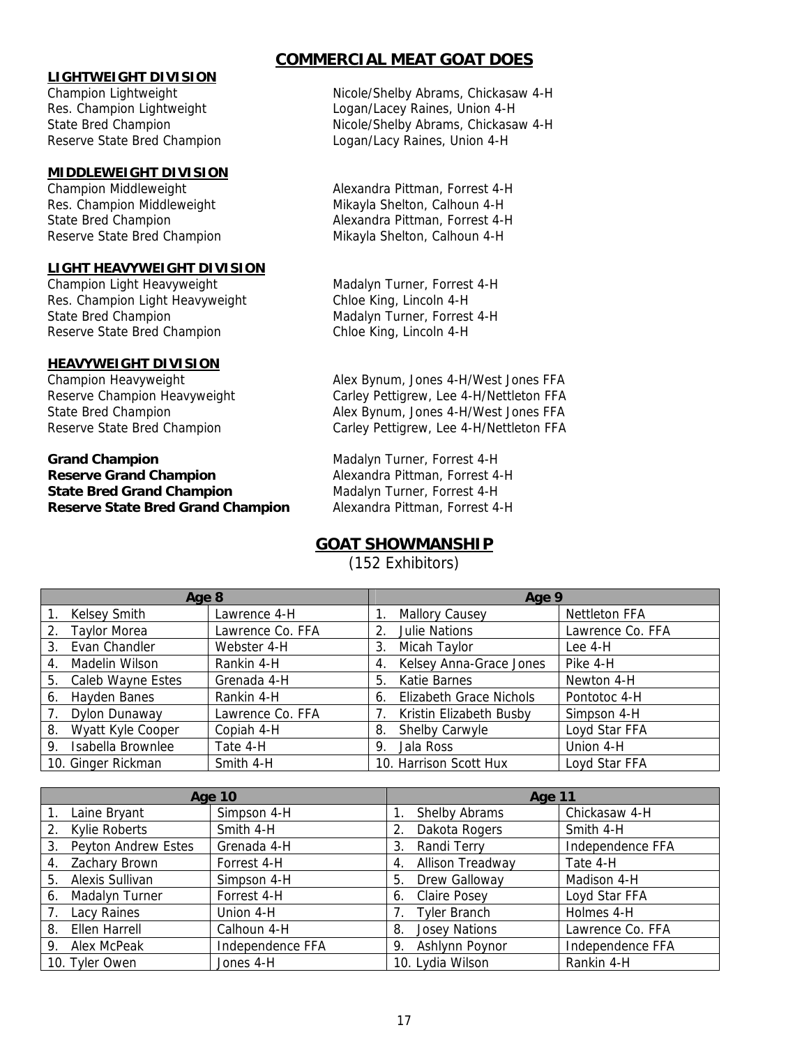## COMMERCIAL MEAT GOAT DOES

### LIGHTWEIGHT DIVISION

| | |
|---|---|
| Champion Lightweight | Nicole/Shelby Abrams, Chickasaw 4-H |
| Res. Champion Lightweight | Logan/Lacey Raines, Union 4-H |
| State Bred Champion | Nicole/Shelby Abrams, Chickasaw 4-H |
| Reserve State Bred Champion | Logan/Lacy Raines, Union 4-H |

### MIDDLEWEIGHT DIVISION

| | |
|---|---|
| Champion Middleweight | Alexandra Pittman, Forrest 4-H |
| Res. Champion Middleweight | Mikayla Shelton, Calhoun 4-H |
| State Bred Champion | Alexandra Pittman, Forrest 4-H |
| Reserve State Bred Champion | Mikayla Shelton, Calhoun 4-H |

### LIGHT HEAVYWEIGHT DIVISION

| | |
|---|---|
| Champion Light Heavyweight | Madalyn Turner, Forrest 4-H |
| Res. Champion Light Heavyweight | Chloe King, Lincoln 4-H |
| State Bred Champion | Madalyn Turner, Forrest 4-H |
| Reserve State Bred Champion | Chloe King, Lincoln 4-H |

### HEAVYWEIGHT DIVISION

| | |
|---|---|
| Champion Heavyweight | Alex Bynum, Jones 4-H/West Jones FFA |
| Reserve Champion Heavyweight | Carley Pettigrew, Lee 4-H/Nettleton FFA |
| State Bred Champion | Alex Bynum, Jones 4-H/West Jones FFA |
| Reserve State Bred Champion | Carley Pettigrew, Lee 4-H/Nettleton FFA |

| | |
|---|---|
| **Grand Champion** | Madalyn Turner, Forrest 4-H |
| **Reserve Grand Champion** | Alexandra Pittman, Forrest 4-H |
| **State Bred Grand Champion** | Madalyn Turner, Forrest 4-H |
| **Reserve State Bred Grand Champion** | Alexandra Pittman, Forrest 4-H |

## GOAT SHOWMANSHIP

(152 Exhibitors)

| Age 8 | | Age 9 | |
|---|---|---|---|
| 1. Kelsey Smith | Lawrence 4-H | 1. Mallory Causey | Nettleton FFA |
| 2. Taylor Morea | Lawrence Co. FFA | 2. Julie Nations | Lawrence Co. FFA |
| 3. Evan Chandler | Webster 4-H | 3. Micah Taylor | Lee 4-H |
| 4. Madelin Wilson | Rankin 4-H | 4. Kelsey Anna-Grace Jones | Pike 4-H |
| 5. Caleb Wayne Estes | Grenada 4-H | 5. Katie Barnes | Newton 4-H |
| 6. Hayden Banes | Rankin 4-H | 6. Elizabeth Grace Nichols | Pontotoc 4-H |
| 7. Dylon Dunaway | Lawrence Co. FFA | 7. Kristin Elizabeth Busby | Simpson 4-H |
| 8. Wyatt Kyle Cooper | Copiah 4-H | 8. Shelby Carwyle | Loyd Star FFA |
| 9. Isabella Brownlee | Tate 4-H | 9. Jala Ross | Union 4-H |
| 10. Ginger Rickman | Smith 4-H | 10. Harrison Scott Hux | Loyd Star FFA |

| Age 10 | | Age 11 | |
|---|---|---|---|
| 1. Laine Bryant | Simpson 4-H | 1. Shelby Abrams | Chickasaw 4-H |
| 2. Kylie Roberts | Smith 4-H | 2. Dakota Rogers | Smith 4-H |
| 3. Peyton Andrew Estes | Grenada 4-H | 3. Randi Terry | Independence FFA |
| 4. Zachary Brown | Forrest 4-H | 4. Allison Treadway | Tate 4-H |
| 5. Alexis Sullivan | Simpson 4-H | 5. Drew Galloway | Madison 4-H |
| 6. Madalyn Turner | Forrest 4-H | 6. Claire Posey | Loyd Star FFA |
| 7. Lacy Raines | Union 4-H | 7. Tyler Branch | Holmes 4-H |
| 8. Ellen Harrell | Calhoun 4-H | 8. Josey Nations | Lawrence Co. FFA |
| 9. Alex McPeak | Independence FFA | 9. Ashlynn Poynor | Independence FFA |
| 10. Tyler Owen | Jones 4-H | 10. Lydia Wilson | Rankin 4-H |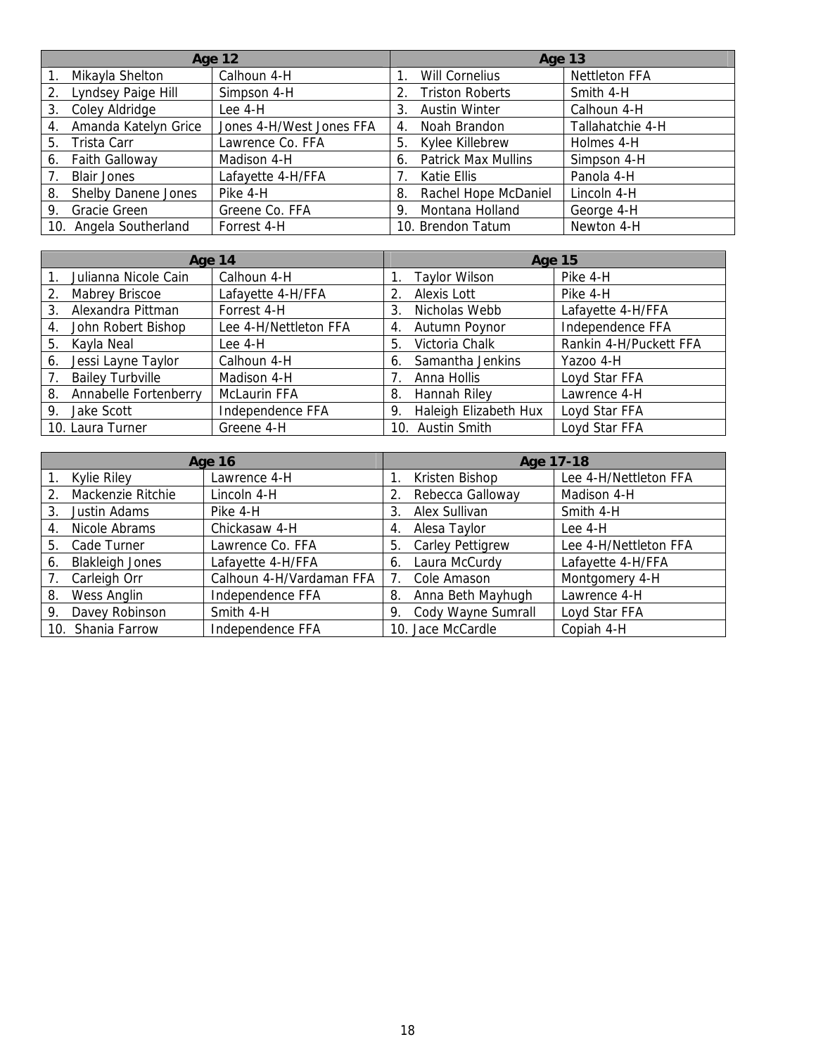| Age 12 | | Age 13 | |
|---|---|---|---|
| 1. Mikayla Shelton | Calhoun 4-H | 1. Will Cornelius | Nettleton FFA |
| 2. Lyndsey Paige Hill | Simpson 4-H | 2. Triston Roberts | Smith 4-H |
| 3. Coley Aldridge | Lee 4-H | 3. Austin Winter | Calhoun 4-H |
| 4. Amanda Katelyn Grice | Jones 4-H/West Jones FFA | 4. Noah Brandon | Tallahatchie 4-H |
| 5. Trista Carr | Lawrence Co. FFA | 5. Kylee Killebrew | Holmes 4-H |
| 6. Faith Galloway | Madison 4-H | 6. Patrick Max Mullins | Simpson 4-H |
| 7. Blair Jones | Lafayette 4-H/FFA | 7. Katie Ellis | Panola 4-H |
| 8. Shelby Danene Jones | Pike 4-H | 8. Rachel Hope McDaniel | Lincoln 4-H |
| 9. Gracie Green | Greene Co. FFA | 9. Montana Holland | George 4-H |
| 10. Angela Southerland | Forrest 4-H | 10. Brendon Tatum | Newton 4-H |

| Age 14 | | Age 15 | |
|---|---|---|---|
| 1. Julianna Nicole Cain | Calhoun 4-H | 1. Taylor Wilson | Pike 4-H |
| 2. Mabrey Briscoe | Lafayette 4-H/FFA | 2. Alexis Lott | Pike 4-H |
| 3. Alexandra Pittman | Forrest 4-H | 3. Nicholas Webb | Lafayette 4-H/FFA |
| 4. John Robert Bishop | Lee 4-H/Nettleton FFA | 4. Autumn Poynor | Independence FFA |
| 5. Kayla Neal | Lee 4-H | 5. Victoria Chalk | Rankin 4-H/Puckett FFA |
| 6. Jessi Layne Taylor | Calhoun 4-H | 6. Samantha Jenkins | Yazoo 4-H |
| 7. Bailey Turbville | Madison 4-H | 7. Anna Hollis | Loyd Star FFA |
| 8. Annabelle Fortenberry | McLaurin FFA | 8. Hannah Riley | Lawrence 4-H |
| 9. Jake Scott | Independence FFA | 9. Haleigh Elizabeth Hux | Loyd Star FFA |
| 10. Laura Turner | Greene 4-H | 10. Austin Smith | Loyd Star FFA |

| Age 16 | | Age 17-18 | |
|---|---|---|---|
| 1. Kylie Riley | Lawrence 4-H | 1. Kristen Bishop | Lee 4-H/Nettleton FFA |
| 2. Mackenzie Ritchie | Lincoln 4-H | 2. Rebecca Galloway | Madison 4-H |
| 3. Justin Adams | Pike 4-H | 3. Alex Sullivan | Smith 4-H |
| 4. Nicole Abrams | Chickasaw 4-H | 4. Alesa Taylor | Lee 4-H |
| 5. Cade Turner | Lawrence Co. FFA | 5. Carley Pettigrew | Lee 4-H/Nettleton FFA |
| 6. Blakleigh Jones | Lafayette 4-H/FFA | 6. Laura McCurdy | Lafayette 4-H/FFA |
| 7. Carleigh Orr | Calhoun 4-H/Vardaman FFA | 7. Cole Amason | Montgomery 4-H |
| 8. Wess Anglin | Independence FFA | 8. Anna Beth Mayhugh | Lawrence 4-H |
| 9. Davey Robinson | Smith 4-H | 9. Cody Wayne Sumrall | Loyd Star FFA |
| 10. Shania Farrow | Independence FFA | 10. Jace McCardle | Copiah 4-H |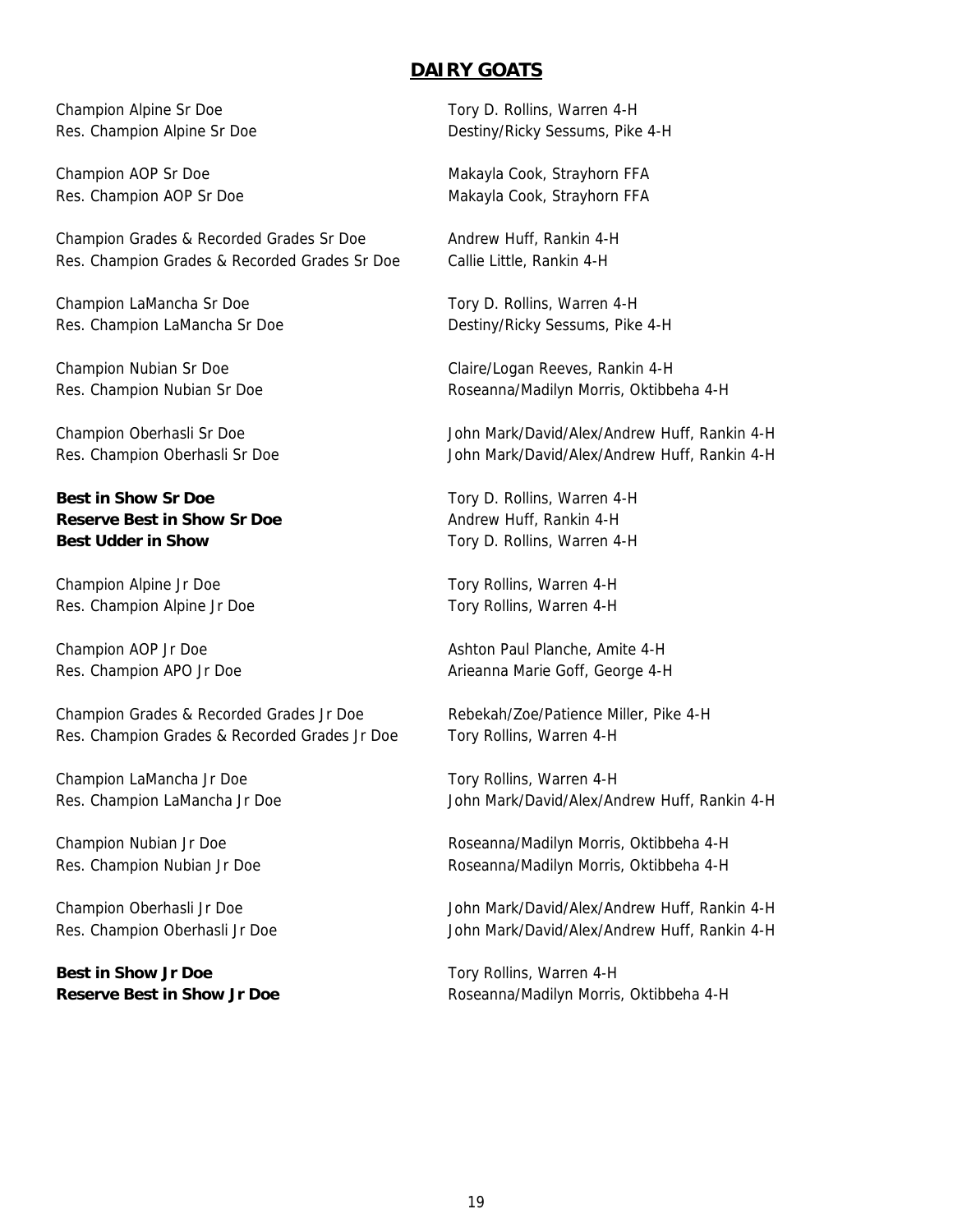## DAIRY GOATS

| | |
|---|---|
| Champion Alpine Sr Doe | Tory D. Rollins, Warren 4-H |
| Res. Champion Alpine Sr Doe | Destiny/Ricky Sessums, Pike 4-H |
| Champion AOP Sr Doe | Makayla Cook, Strayhorn FFA |
| Res. Champion AOP Sr Doe | Makayla Cook, Strayhorn FFA |
| Champion Grades & Recorded Grades Sr Doe | Andrew Huff, Rankin 4-H |
| Res. Champion Grades & Recorded Grades Sr Doe | Callie Little, Rankin 4-H |
| Champion LaMancha Sr Doe | Tory D. Rollins, Warren 4-H |
| Res. Champion LaMancha Sr Doe | Destiny/Ricky Sessums, Pike 4-H |
| Champion Nubian Sr Doe | Claire/Logan Reeves, Rankin 4-H |
| Res. Champion Nubian Sr Doe | Roseanna/Madilyn Morris, Oktibbeha 4-H |
| Champion Oberhasli Sr Doe | John Mark/David/Alex/Andrew Huff, Rankin 4-H |
| Res. Champion Oberhasli Sr Doe | John Mark/David/Alex/Andrew Huff, Rankin 4-H |
| **Best in Show Sr Doe** | Tory D. Rollins, Warren 4-H |
| **Reserve Best in Show Sr Doe** | Andrew Huff, Rankin 4-H |
| **Best Udder in Show** | Tory D. Rollins, Warren 4-H |
| Champion Alpine Jr Doe | Tory Rollins, Warren 4-H |
| Res. Champion Alpine Jr Doe | Tory Rollins, Warren 4-H |
| Champion AOP Jr Doe | Ashton Paul Planche, Amite 4-H |
| Res. Champion APO Jr Doe | Arieanna Marie Goff, George 4-H |
| Champion Grades & Recorded Grades Jr Doe | Rebekah/Zoe/Patience Miller, Pike 4-H |
| Res. Champion Grades & Recorded Grades Jr Doe | Tory Rollins, Warren 4-H |
| Champion LaMancha Jr Doe | Tory Rollins, Warren 4-H |
| Res. Champion LaMancha Jr Doe | John Mark/David/Alex/Andrew Huff, Rankin 4-H |
| Champion Nubian Jr Doe | Roseanna/Madilyn Morris, Oktibbeha 4-H |
| Res. Champion Nubian Jr Doe | Roseanna/Madilyn Morris, Oktibbeha 4-H |
| Champion Oberhasli Jr Doe | John Mark/David/Alex/Andrew Huff, Rankin 4-H |
| Res. Champion Oberhasli Jr Doe | John Mark/David/Alex/Andrew Huff, Rankin 4-H |
| **Best in Show Jr Doe** | Tory Rollins, Warren 4-H |
| **Reserve Best in Show Jr Doe** | Roseanna/Madilyn Morris, Oktibbeha 4-H |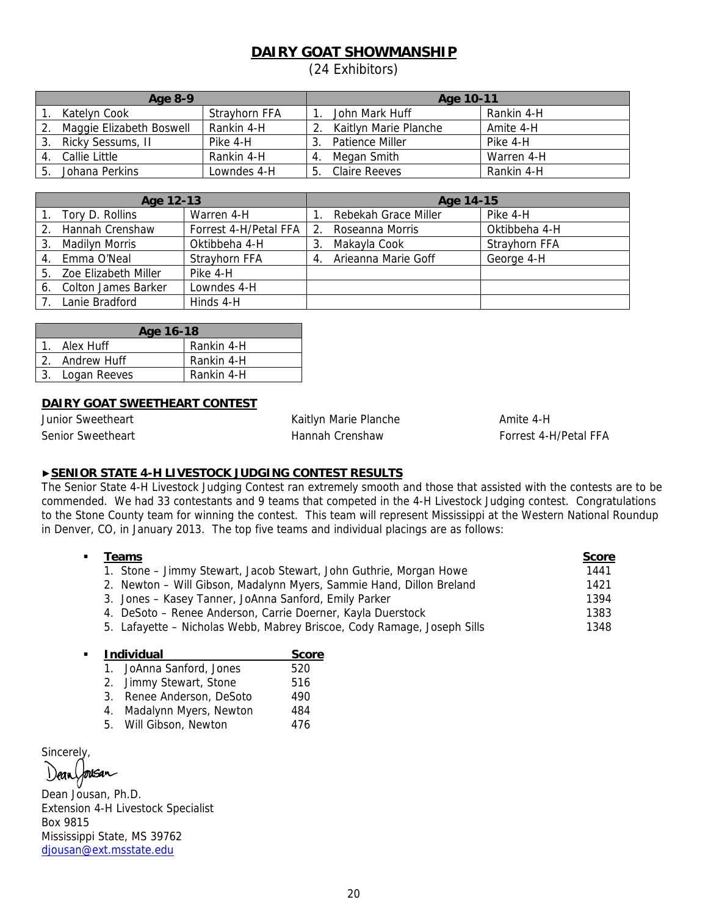## DAIRY GOAT SHOWMANSHIP

(24 Exhibitors)

| Age 8-9 | | Age 10-11 | |
|---|---|---|---|
| 1. Katelyn Cook | Strayhorn FFA | 1. John Mark Huff | Rankin 4-H |
| 2. Maggie Elizabeth Boswell | Rankin 4-H | 2. Kaitlyn Marie Planche | Amite 4-H |
| 3. Ricky Sessums, II | Pike 4-H | 3. Patience Miller | Pike 4-H |
| 4. Callie Little | Rankin 4-H | 4. Megan Smith | Warren 4-H |
| 5. Johana Perkins | Lowndes 4-H | 5. Claire Reeves | Rankin 4-H |

| Age 12-13 | | Age 14-15 | |
|---|---|---|---|
| 1. Tory D. Rollins | Warren 4-H | 1. Rebekah Grace Miller | Pike 4-H |
| 2. Hannah Crenshaw | Forrest 4-H/Petal FFA | 2. Roseanna Morris | Oktibbeha 4-H |
| 3. Madilyn Morris | Oktibbeha 4-H | 3. Makayla Cook | Strayhorn FFA |
| 4. Emma O'Neal | Strayhorn FFA | 4. Arieanna Marie Goff | George 4-H |
| 5. Zoe Elizabeth Miller | Pike 4-H | | |
| 6. Colton James Barker | Lowndes 4-H | | |
| 7. Lanie Bradford | Hinds 4-H | | |

| Age 16-18 | |
|---|---|
| 1. Alex Huff | Rankin 4-H |
| 2. Andrew Huff | Rankin 4-H |
| 3. Logan Reeves | Rankin 4-H |

## DAIRY GOAT SWEETHEART CONTEST

| | | |
|---|---|---|
| Junior Sweetheart | Kaitlyn Marie Planche | Amite 4-H |
| Senior Sweetheart | Hannah Crenshaw | Forrest 4-H/Petal FFA |

## ►SENIOR STATE 4-H LIVESTOCK JUDGING CONTEST RESULTS

The Senior State 4-H Livestock Judging Contest ran extremely smooth and those that assisted with the contests are to be commended. We had 33 contestants and 9 teams that competed in the 4-H Livestock Judging contest. Congratulations to the Stone County team for winning the contest. This team will represent Mississippi at the Western National Roundup in Denver, CO, in January 2013. The top five teams and individual placings are as follows:

- **Teams**

| Teams | Score |
|---|---|
| 1. Stone – Jimmy Stewart, Jacob Stewart, John Guthrie, Morgan Howe | 1441 |
| 2. Newton – Will Gibson, Madalynn Myers, Sammie Hand, Dillon Breland | 1421 |
| 3. Jones – Kasey Tanner, JoAnna Sanford, Emily Parker | 1394 |
| 4. DeSoto – Renee Anderson, Carrie Doerner, Kayla Duerstock | 1383 |
| 5. Lafayette – Nicholas Webb, Mabrey Briscoe, Cody Ramage, Joseph Sills | 1348 |

- **Individual**

| Individual | Score |
|---|---|
| 1. JoAnna Sanford, Jones | 520 |
| 2. Jimmy Stewart, Stone | 516 |
| 3. Renee Anderson, DeSoto | 490 |
| 4. Madalynn Myers, Newton | 484 |
| 5. Will Gibson, Newton | 476 |

Sincerely,

Dean Jousan

Dean Jousan, Ph.D.
Extension 4-H Livestock Specialist
Box 9815
Mississippi State, MS 39762
djousan@ext.msstate.edu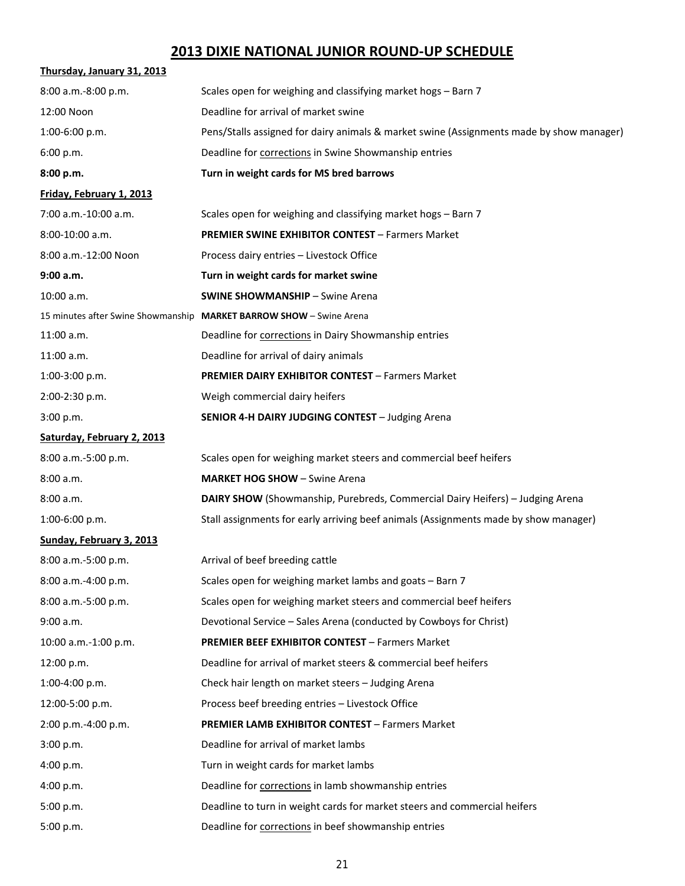# 2013 DIXIE NATIONAL JUNIOR ROUND-UP SCHEDULE

**Thursday, January 31, 2013**

| | |
|---|---|
| 8:00 a.m.-8:00 p.m. | Scales open for weighing and classifying market hogs – Barn 7 |
| 12:00 Noon | Deadline for arrival of market swine |
| 1:00-6:00 p.m. | Pens/Stalls assigned for dairy animals & market swine (Assignments made by show manager) |
| 6:00 p.m. | Deadline for corrections in Swine Showmanship entries |
| **8:00 p.m.** | **Turn in weight cards for MS bred barrows** |

**Friday, February 1, 2013**

| | |
|---|---|
| 7:00 a.m.-10:00 a.m. | Scales open for weighing and classifying market hogs – Barn 7 |
| 8:00-10:00 a.m. | **PREMIER SWINE EXHIBITOR CONTEST** – Farmers Market |
| 8:00 a.m.-12:00 Noon | Process dairy entries – Livestock Office |
| **9:00 a.m.** | **Turn in weight cards for market swine** |
| 10:00 a.m. | **SWINE SHOWMANSHIP** – Swine Arena |
| 15 minutes after Swine Showmanship | **MARKET BARROW SHOW** – Swine Arena |
| 11:00 a.m. | Deadline for corrections in Dairy Showmanship entries |
| 11:00 a.m. | Deadline for arrival of dairy animals |
| 1:00-3:00 p.m. | **PREMIER DAIRY EXHIBITOR CONTEST** – Farmers Market |
| 2:00-2:30 p.m. | Weigh commercial dairy heifers |
| 3:00 p.m. | **SENIOR 4-H DAIRY JUDGING CONTEST** – Judging Arena |

**Saturday, February 2, 2013**

| | |
|---|---|
| 8:00 a.m.-5:00 p.m. | Scales open for weighing market steers and commercial beef heifers |
| 8:00 a.m. | **MARKET HOG SHOW** – Swine Arena |
| 8:00 a.m. | **DAIRY SHOW** (Showmanship, Purebreds, Commercial Dairy Heifers) – Judging Arena |
| 1:00-6:00 p.m. | Stall assignments for early arriving beef animals (Assignments made by show manager) |

**Sunday, February 3, 2013**

| | |
|---|---|
| 8:00 a.m.-5:00 p.m. | Arrival of beef breeding cattle |
| 8:00 a.m.-4:00 p.m. | Scales open for weighing market lambs and goats – Barn 7 |
| 8:00 a.m.-5:00 p.m. | Scales open for weighing market steers and commercial beef heifers |
| 9:00 a.m. | Devotional Service – Sales Arena (conducted by Cowboys for Christ) |
| 10:00 a.m.-1:00 p.m. | **PREMIER BEEF EXHIBITOR CONTEST** – Farmers Market |
| 12:00 p.m. | Deadline for arrival of market steers & commercial beef heifers |
| 1:00-4:00 p.m. | Check hair length on market steers – Judging Arena |
| 12:00-5:00 p.m. | Process beef breeding entries – Livestock Office |
| 2:00 p.m.-4:00 p.m. | **PREMIER LAMB EXHIBITOR CONTEST** – Farmers Market |
| 3:00 p.m. | Deadline for arrival of market lambs |
| 4:00 p.m. | Turn in weight cards for market lambs |
| 4:00 p.m. | Deadline for corrections in lamb showmanship entries |
| 5:00 p.m. | Deadline to turn in weight cards for market steers and commercial heifers |
| 5:00 p.m. | Deadline for corrections in beef showmanship entries |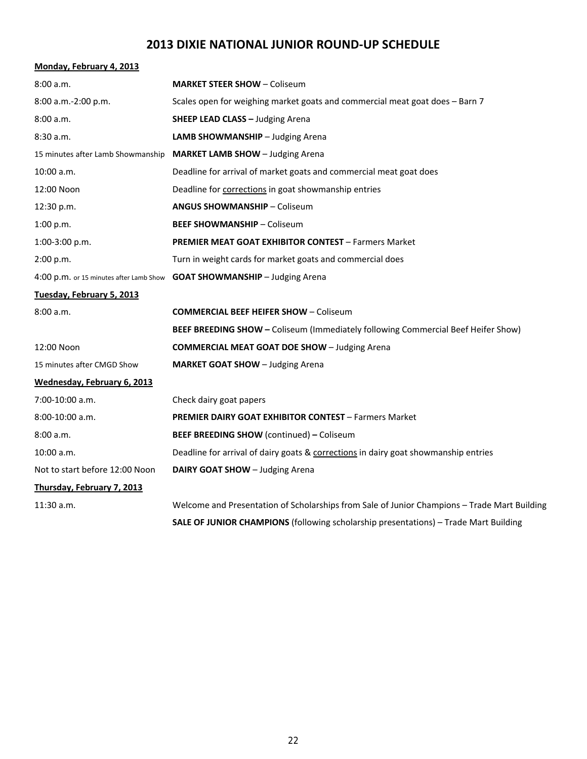# 2013 DIXIE NATIONAL JUNIOR ROUND-UP SCHEDULE

**Monday, February 4, 2013**

| | |
|---|---|
| 8:00 a.m. | **MARKET STEER SHOW** – Coliseum |
| 8:00 a.m.-2:00 p.m. | Scales open for weighing market goats and commercial meat goat does – Barn 7 |
| 8:00 a.m. | **SHEEP LEAD CLASS –** Judging Arena |
| 8:30 a.m. | **LAMB SHOWMANSHIP** – Judging Arena |
| 15 minutes after Lamb Showmanship | **MARKET LAMB SHOW** – Judging Arena |
| 10:00 a.m. | Deadline for arrival of market goats and commercial meat goat does |
| 12:00 Noon | Deadline for corrections in goat showmanship entries |
| 12:30 p.m. | **ANGUS SHOWMANSHIP** – Coliseum |
| 1:00 p.m. | **BEEF SHOWMANSHIP** – Coliseum |
| 1:00-3:00 p.m. | **PREMIER MEAT GOAT EXHIBITOR CONTEST** – Farmers Market |
| 2:00 p.m. | Turn in weight cards for market goats and commercial does |
| 4:00 p.m. or 15 minutes after Lamb Show | **GOAT SHOWMANSHIP** – Judging Arena |

**Tuesday, February 5, 2013**

| | |
|---|---|
| 8:00 a.m. | **COMMERCIAL BEEF HEIFER SHOW** – Coliseum |
| | **BEEF BREEDING SHOW –** Coliseum (Immediately following Commercial Beef Heifer Show) |
| 12:00 Noon | **COMMERCIAL MEAT GOAT DOE SHOW** – Judging Arena |
| 15 minutes after CMGD Show | **MARKET GOAT SHOW** – Judging Arena |

**Wednesday, February 6, 2013**

| | |
|---|---|
| 7:00-10:00 a.m. | Check dairy goat papers |
| 8:00-10:00 a.m. | **PREMIER DAIRY GOAT EXHIBITOR CONTEST** – Farmers Market |
| 8:00 a.m. | **BEEF BREEDING SHOW** (continued) **–** Coliseum |
| 10:00 a.m. | Deadline for arrival of dairy goats & corrections in dairy goat showmanship entries |
| Not to start before 12:00 Noon | **DAIRY GOAT SHOW** – Judging Arena |

**Thursday, February 7, 2013**

| | |
|---|---|
| 11:30 a.m. | Welcome and Presentation of Scholarships from Sale of Junior Champions – Trade Mart Building |
| | **SALE OF JUNIOR CHAMPIONS** (following scholarship presentations) – Trade Mart Building |